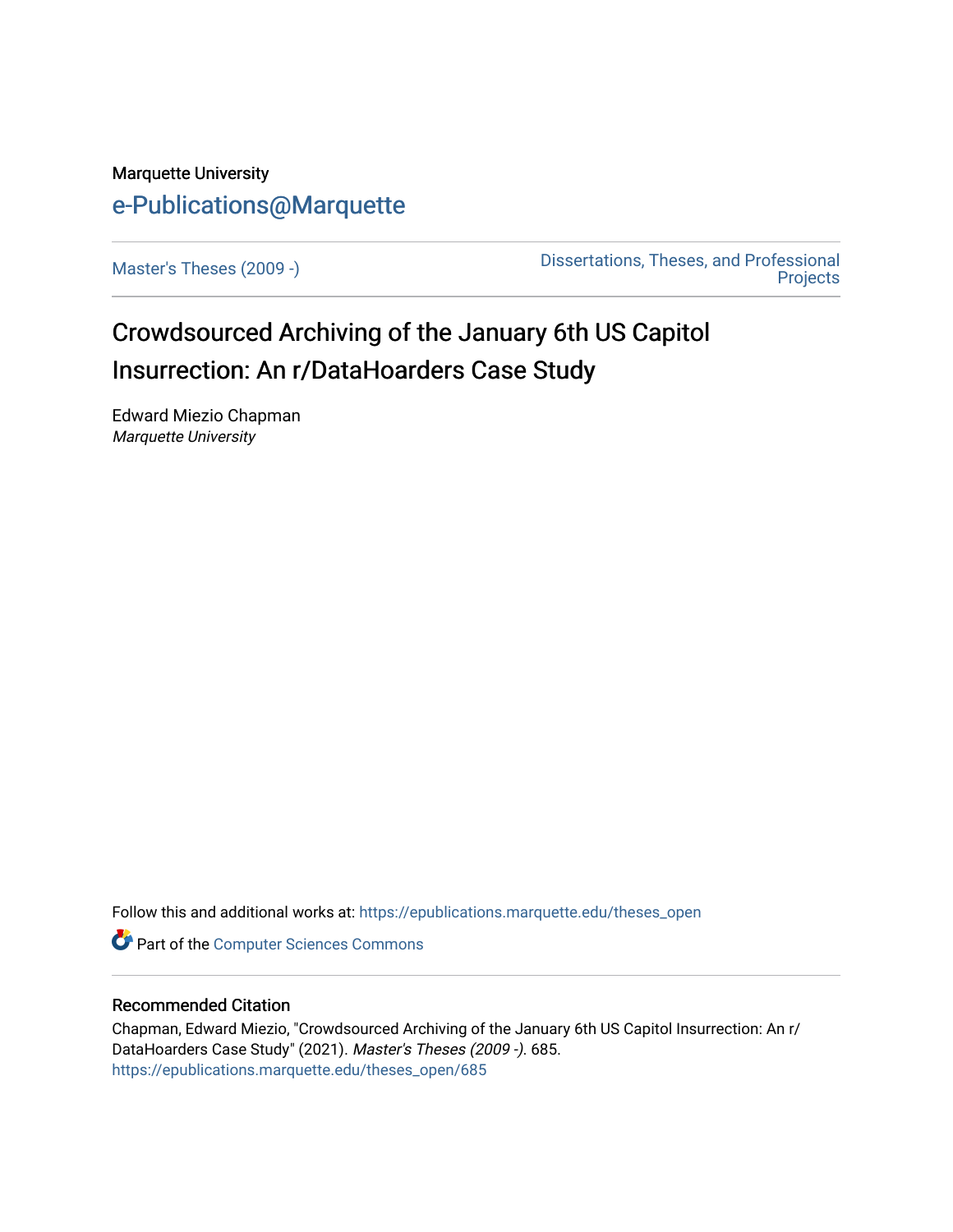Marquette University

e-Publications@Marquette

Master's Theses (2009 -)

Dissertations, Theses, and Professional Projects

# Crowdsourced Archiving of the January 6th US Capitol Insurrection: An r/DataHoarders Case Study

Edward Miezio Chapman
*Marquette University*

Follow this and additional works at: https://epublications.marquette.edu/theses_open

Part of the Computer Sciences Commons

## Recommended Citation

Chapman, Edward Miezio, "Crowdsourced Archiving of the January 6th US Capitol Insurrection: An r/DataHoarders Case Study" (2021). *Master's Theses (2009 -)*. 685.
https://epublications.marquette.edu/theses_open/685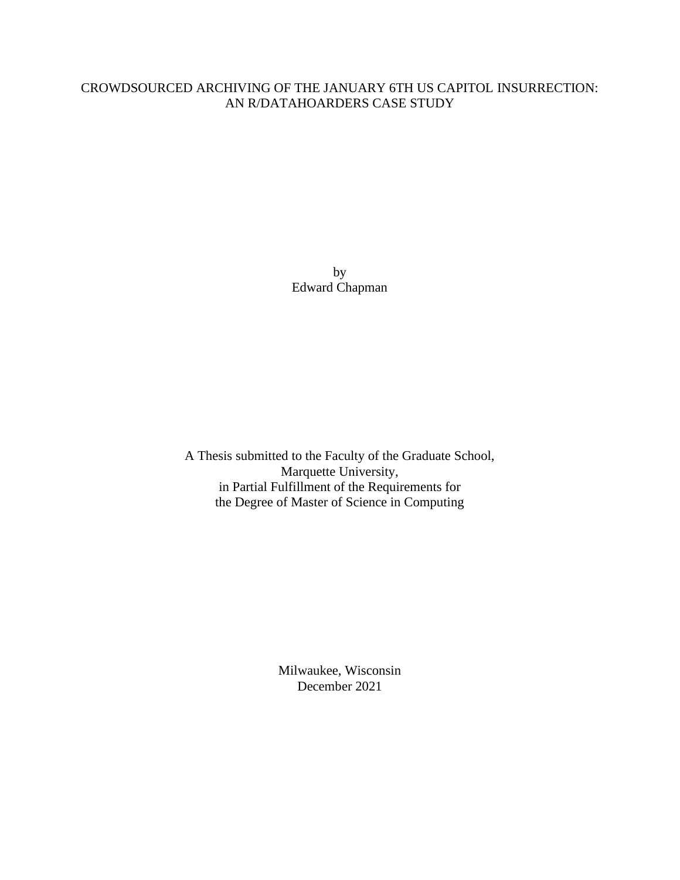# CROWDSOURCED ARCHIVING OF THE JANUARY 6TH US CAPITOL INSURRECTION: AN R/DATAHOARDERS CASE STUDY

by
Edward Chapman

A Thesis submitted to the Faculty of the Graduate School,
Marquette University,
in Partial Fulfillment of the Requirements for
the Degree of Master of Science in Computing

Milwaukee, Wisconsin
December 2021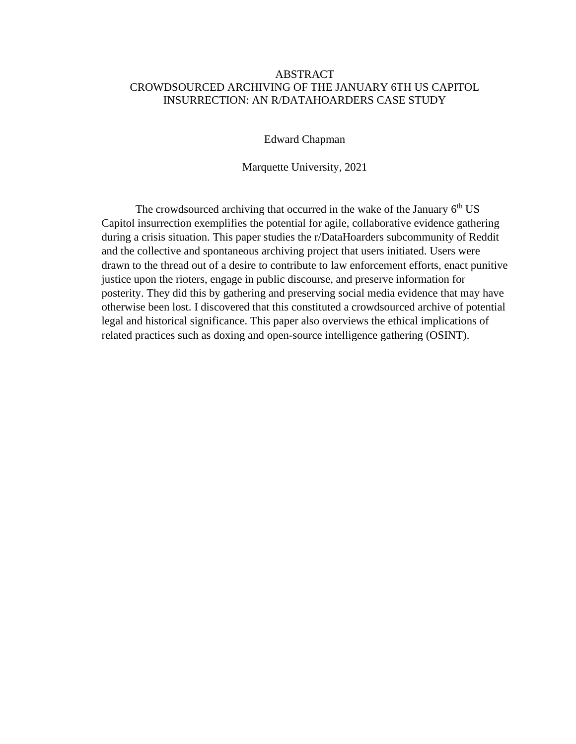# ABSTRACT

# CROWDSOURCED ARCHIVING OF THE JANUARY 6TH US CAPITOL INSURRECTION: AN R/DATAHOARDERS CASE STUDY

Edward Chapman

Marquette University, 2021

The crowdsourced archiving that occurred in the wake of the January 6th US Capitol insurrection exemplifies the potential for agile, collaborative evidence gathering during a crisis situation. This paper studies the r/DataHoarders subcommunity of Reddit and the collective and spontaneous archiving project that users initiated. Users were drawn to the thread out of a desire to contribute to law enforcement efforts, enact punitive justice upon the rioters, engage in public discourse, and preserve information for posterity. They did this by gathering and preserving social media evidence that may have otherwise been lost. I discovered that this constituted a crowdsourced archive of potential legal and historical significance. This paper also overviews the ethical implications of related practices such as doxing and open-source intelligence gathering (OSINT).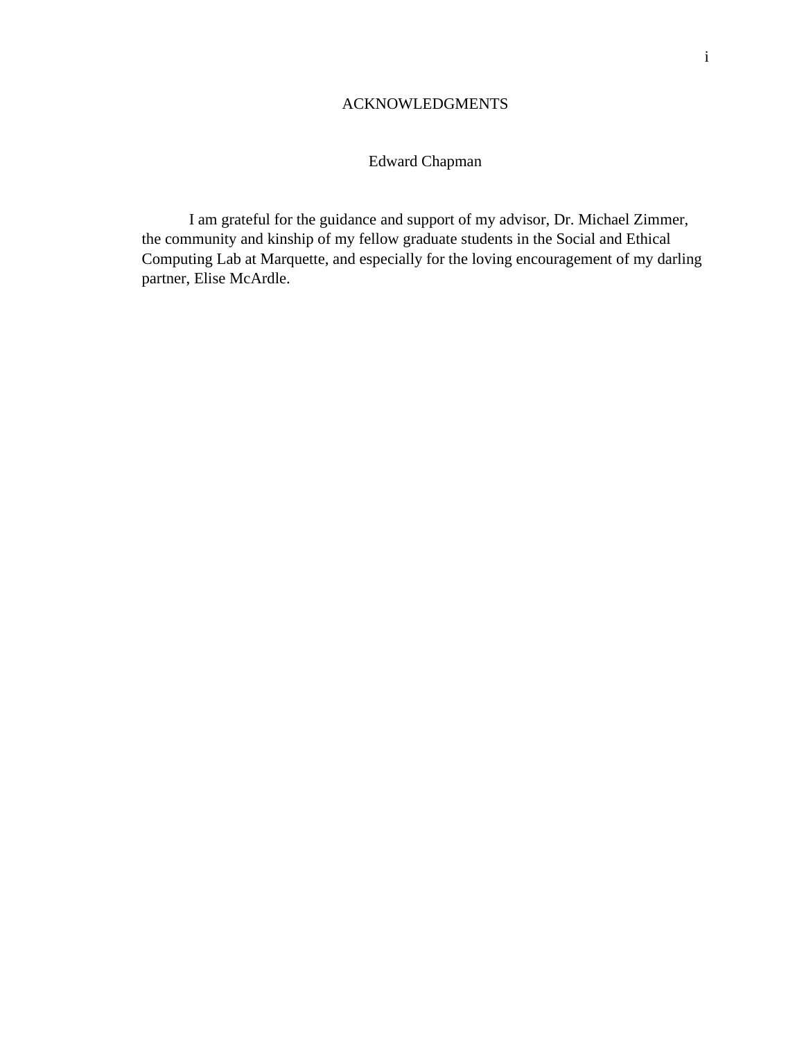# ACKNOWLEDGMENTS

Edward Chapman

I am grateful for the guidance and support of my advisor, Dr. Michael Zimmer, the community and kinship of my fellow graduate students in the Social and Ethical Computing Lab at Marquette, and especially for the loving encouragement of my darling partner, Elise McArdle.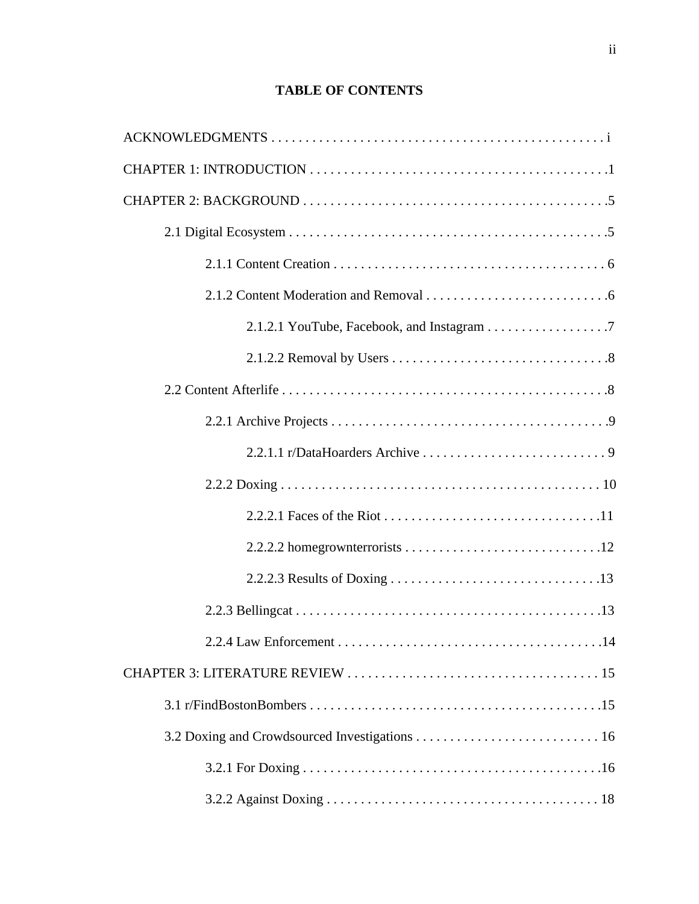**TABLE OF CONTENTS**

ACKNOWLEDGMENTS . . . . . . . . . . . . . . . . . . . . . . . . . . . . . . . . . . . . . . . . . . . . . . . . . i

CHAPTER 1: INTRODUCTION . . . . . . . . . . . . . . . . . . . . . . . . . . . . . . . . . . . . . . . . . . . .1

CHAPTER 2: BACKGROUND . . . . . . . . . . . . . . . . . . . . . . . . . . . . . . . . . . . . . . . . . . . . .5

- 2.1 Digital Ecosystem . . . . . . . . . . . . . . . . . . . . . . . . . . . . . . . . . . . . . . . . . . . . . . . .5
  - 2.1.1 Content Creation . . . . . . . . . . . . . . . . . . . . . . . . . . . . . . . . . . . . . . . . 6
  - 2.1.2 Content Moderation and Removal . . . . . . . . . . . . . . . . . . . . . . . . . . .6
    - 2.1.2.1 YouTube, Facebook, and Instagram . . . . . . . . . . . . . . . . . .7
    - 2.1.2.2 Removal by Users . . . . . . . . . . . . . . . . . . . . . . . . . . . . . . . .8
- 2.2 Content Afterlife . . . . . . . . . . . . . . . . . . . . . . . . . . . . . . . . . . . . . . . . . . . . . . . .8
  - 2.2.1 Archive Projects . . . . . . . . . . . . . . . . . . . . . . . . . . . . . . . . . . . . . . . . .9
    - 2.2.1.1 r/DataHoarders Archive . . . . . . . . . . . . . . . . . . . . . . . . . . . 9
  - 2.2.2 Doxing . . . . . . . . . . . . . . . . . . . . . . . . . . . . . . . . . . . . . . . . . . . . . . . 10
    - 2.2.2.1 Faces of the Riot . . . . . . . . . . . . . . . . . . . . . . . . . . . . . . . .11
    - 2.2.2.2 homegrownterrorists . . . . . . . . . . . . . . . . . . . . . . . . . . . . .12
    - 2.2.2.3 Results of Doxing . . . . . . . . . . . . . . . . . . . . . . . . . . . . . . .13
  - 2.2.3 Bellingcat . . . . . . . . . . . . . . . . . . . . . . . . . . . . . . . . . . . . . . . . . . . .13
  - 2.2.4 Law Enforcement . . . . . . . . . . . . . . . . . . . . . . . . . . . . . . . . . . . . . . .14

CHAPTER 3: LITERATURE REVIEW . . . . . . . . . . . . . . . . . . . . . . . . . . . . . . . . . . . . . 15

- 3.1 r/FindBostonBombers . . . . . . . . . . . . . . . . . . . . . . . . . . . . . . . . . . . . . . . . . . .15
- 3.2 Doxing and Crowdsourced Investigations . . . . . . . . . . . . . . . . . . . . . . . . . . . 16
  - 3.2.1 For Doxing . . . . . . . . . . . . . . . . . . . . . . . . . . . . . . . . . . . . . . . . . . . .16
  - 3.2.2 Against Doxing . . . . . . . . . . . . . . . . . . . . . . . . . . . . . . . . . . . . . . . . 18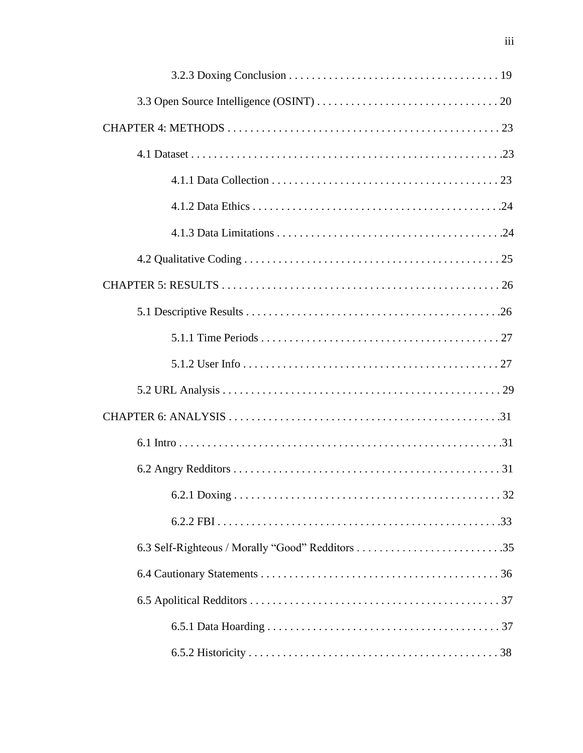3.2.3 Doxing Conclusion . . . . . . . . . . . . . . . . . . . . . . . . . . . . . . . . . . . . . 19

3.3 Open Source Intelligence (OSINT) . . . . . . . . . . . . . . . . . . . . . . . . . . . . . . . . 20

CHAPTER 4: METHODS . . . . . . . . . . . . . . . . . . . . . . . . . . . . . . . . . . . . . . . . . . . . . . 23

4.1 Dataset . . . . . . . . . . . . . . . . . . . . . . . . . . . . . . . . . . . . . . . . . . . . . . . . . . . . . . .23

4.1.1 Data Collection . . . . . . . . . . . . . . . . . . . . . . . . . . . . . . . . . . . . . . . . 23

4.1.2 Data Ethics . . . . . . . . . . . . . . . . . . . . . . . . . . . . . . . . . . . . . . . . . . . .24

4.1.3 Data Limitations . . . . . . . . . . . . . . . . . . . . . . . . . . . . . . . . . . . . . . . .24

4.2 Qualitative Coding . . . . . . . . . . . . . . . . . . . . . . . . . . . . . . . . . . . . . . . . . . . . . . 25

CHAPTER 5: RESULTS . . . . . . . . . . . . . . . . . . . . . . . . . . . . . . . . . . . . . . . . . . . . . . . . . 26

5.1 Descriptive Results . . . . . . . . . . . . . . . . . . . . . . . . . . . . . . . . . . . . . . . . . . . . .26

5.1.1 Time Periods . . . . . . . . . . . . . . . . . . . . . . . . . . . . . . . . . . . . . . . . . . 27

5.1.2 User Info . . . . . . . . . . . . . . . . . . . . . . . . . . . . . . . . . . . . . . . . . . . . . 27

5.2 URL Analysis . . . . . . . . . . . . . . . . . . . . . . . . . . . . . . . . . . . . . . . . . . . . . . . . . . 29

CHAPTER 6: ANALYSIS . . . . . . . . . . . . . . . . . . . . . . . . . . . . . . . . . . . . . . . . . . . . . . . .31

6.1 Intro . . . . . . . . . . . . . . . . . . . . . . . . . . . . . . . . . . . . . . . . . . . . . . . . . . . . . . . . .31

6.2 Angry Redditors . . . . . . . . . . . . . . . . . . . . . . . . . . . . . . . . . . . . . . . . . . . . . . . . 31

6.2.1 Doxing . . . . . . . . . . . . . . . . . . . . . . . . . . . . . . . . . . . . . . . . . . . . . . . 32

6.2.2 FBI . . . . . . . . . . . . . . . . . . . . . . . . . . . . . . . . . . . . . . . . . . . . . . . . . .33

6.3 Self-Righteous / Morally "Good" Redditors . . . . . . . . . . . . . . . . . . . . . . . . . .35

6.4 Cautionary Statements . . . . . . . . . . . . . . . . . . . . . . . . . . . . . . . . . . . . . . . . . . 36

6.5 Apolitical Redditors . . . . . . . . . . . . . . . . . . . . . . . . . . . . . . . . . . . . . . . . . . . . 37

6.5.1 Data Hoarding . . . . . . . . . . . . . . . . . . . . . . . . . . . . . . . . . . . . . . . . . 37

6.5.2 Historicity . . . . . . . . . . . . . . . . . . . . . . . . . . . . . . . . . . . . . . . . . . . . 38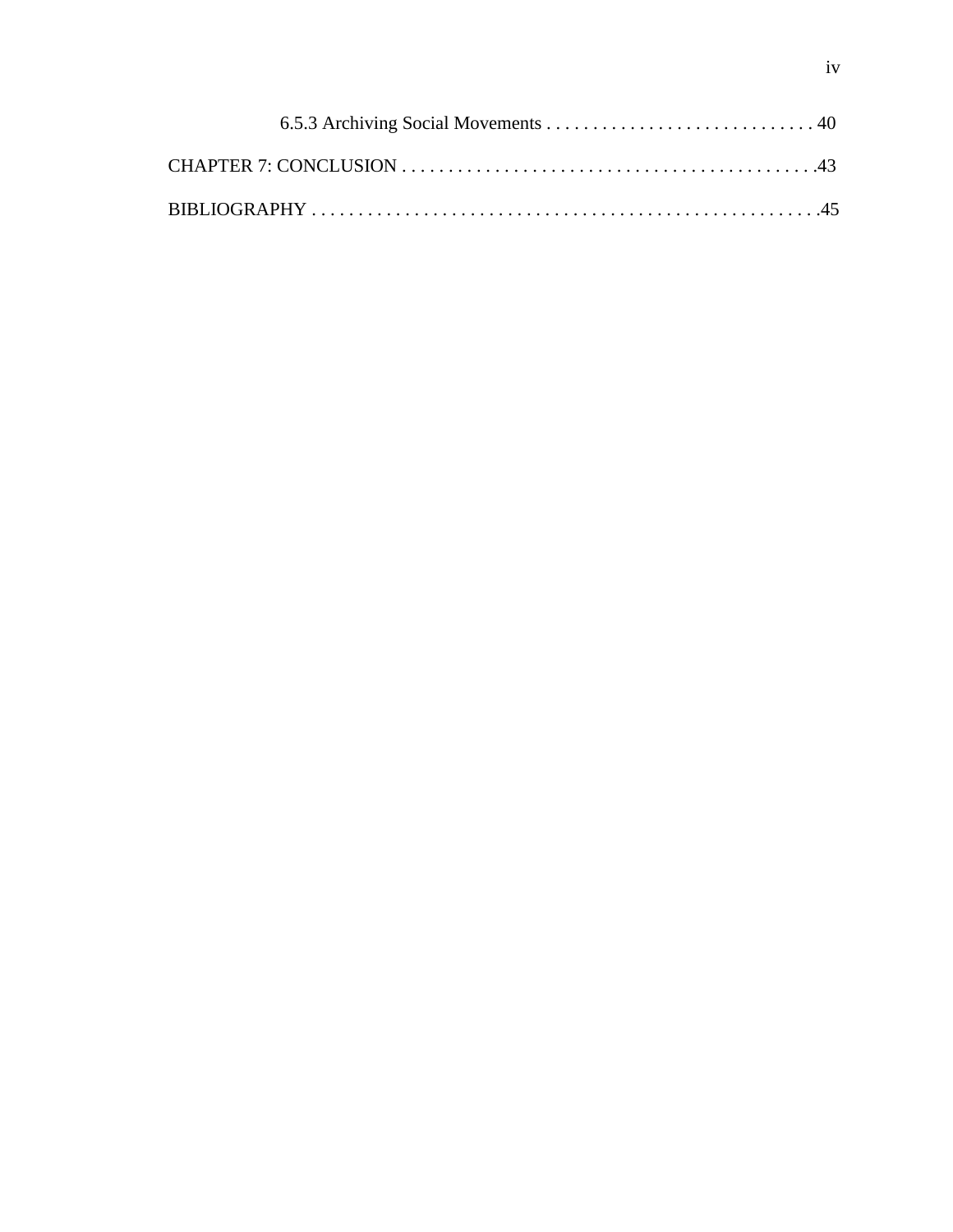6.5.3 Archiving Social Movements . . . . . . . . . . . . . . . . . . . . . . . . . . . . . 40

CHAPTER 7: CONCLUSION . . . . . . . . . . . . . . . . . . . . . . . . . . . . . . . . . . . . . . . . . . . .43

BIBLIOGRAPHY . . . . . . . . . . . . . . . . . . . . . . . . . . . . . . . . . . . . . . . . . . . . . . . . . . . . .45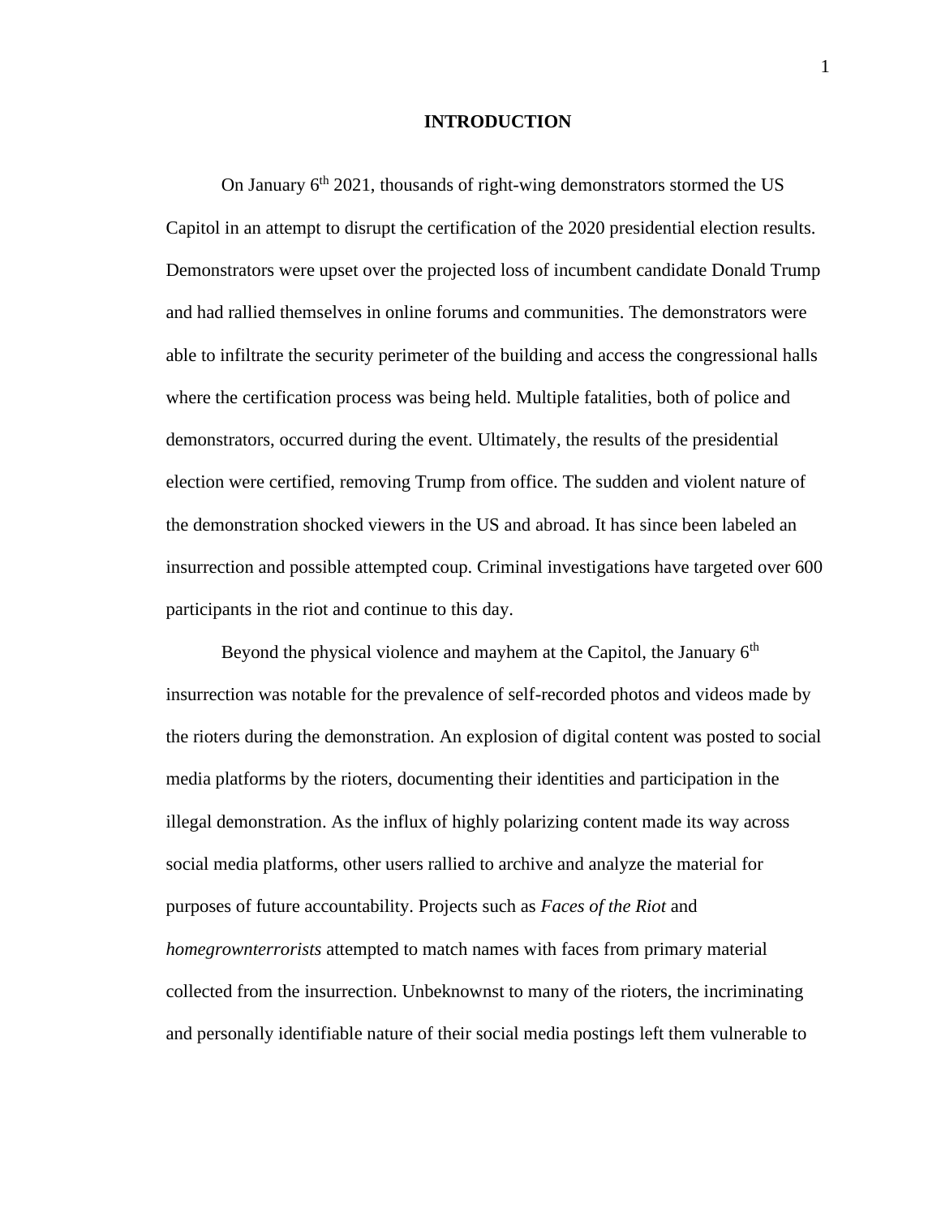# INTRODUCTION

On January 6th 2021, thousands of right-wing demonstrators stormed the US Capitol in an attempt to disrupt the certification of the 2020 presidential election results. Demonstrators were upset over the projected loss of incumbent candidate Donald Trump and had rallied themselves in online forums and communities. The demonstrators were able to infiltrate the security perimeter of the building and access the congressional halls where the certification process was being held. Multiple fatalities, both of police and demonstrators, occurred during the event. Ultimately, the results of the presidential election were certified, removing Trump from office. The sudden and violent nature of the demonstration shocked viewers in the US and abroad. It has since been labeled an insurrection and possible attempted coup. Criminal investigations have targeted over 600 participants in the riot and continue to this day.

Beyond the physical violence and mayhem at the Capitol, the January 6th insurrection was notable for the prevalence of self-recorded photos and videos made by the rioters during the demonstration. An explosion of digital content was posted to social media platforms by the rioters, documenting their identities and participation in the illegal demonstration. As the influx of highly polarizing content made its way across social media platforms, other users rallied to archive and analyze the material for purposes of future accountability. Projects such as *Faces of the Riot* and *homegrownterrorists* attempted to match names with faces from primary material collected from the insurrection. Unbeknownst to many of the rioters, the incriminating and personally identifiable nature of their social media postings left them vulnerable to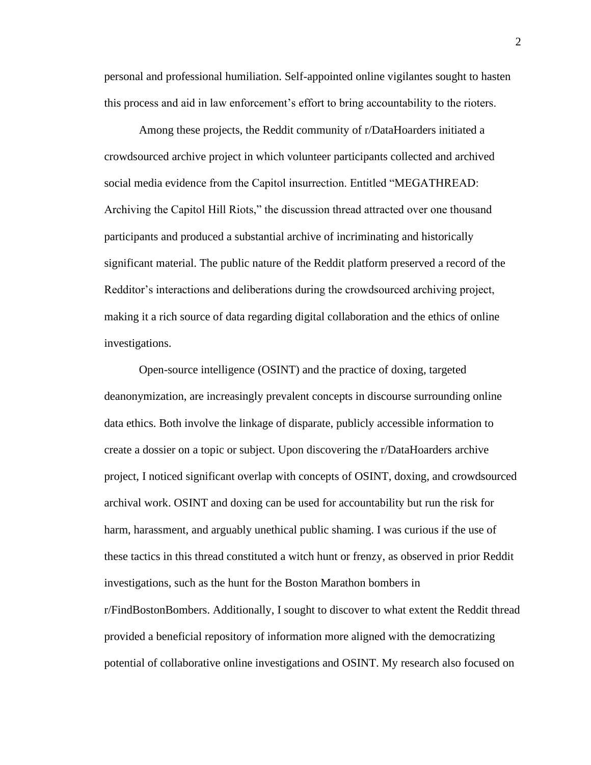personal and professional humiliation. Self-appointed online vigilantes sought to hasten this process and aid in law enforcement's effort to bring accountability to the rioters.

Among these projects, the Reddit community of r/DataHoarders initiated a crowdsourced archive project in which volunteer participants collected and archived social media evidence from the Capitol insurrection. Entitled "MEGATHREAD: Archiving the Capitol Hill Riots," the discussion thread attracted over one thousand participants and produced a substantial archive of incriminating and historically significant material. The public nature of the Reddit platform preserved a record of the Redditor's interactions and deliberations during the crowdsourced archiving project, making it a rich source of data regarding digital collaboration and the ethics of online investigations.

Open-source intelligence (OSINT) and the practice of doxing, targeted deanonymization, are increasingly prevalent concepts in discourse surrounding online data ethics. Both involve the linkage of disparate, publicly accessible information to create a dossier on a topic or subject. Upon discovering the r/DataHoarders archive project, I noticed significant overlap with concepts of OSINT, doxing, and crowdsourced archival work. OSINT and doxing can be used for accountability but run the risk for harm, harassment, and arguably unethical public shaming. I was curious if the use of these tactics in this thread constituted a witch hunt or frenzy, as observed in prior Reddit investigations, such as the hunt for the Boston Marathon bombers in r/FindBostonBombers. Additionally, I sought to discover to what extent the Reddit thread provided a beneficial repository of information more aligned with the democratizing potential of collaborative online investigations and OSINT. My research also focused on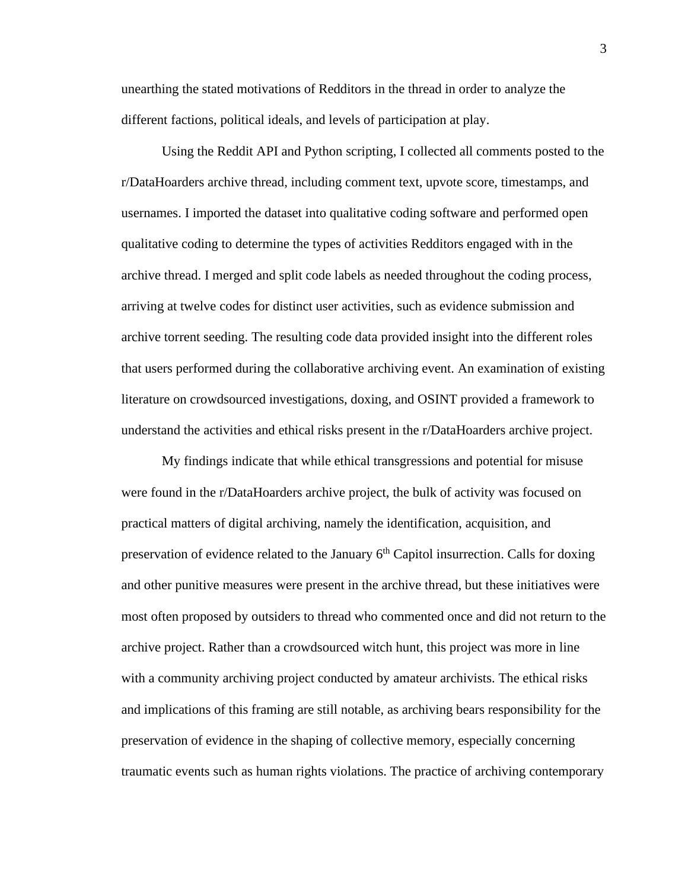unearthing the stated motivations of Redditors in the thread in order to analyze the different factions, political ideals, and levels of participation at play.

Using the Reddit API and Python scripting, I collected all comments posted to the r/DataHoarders archive thread, including comment text, upvote score, timestamps, and usernames. I imported the dataset into qualitative coding software and performed open qualitative coding to determine the types of activities Redditors engaged with in the archive thread. I merged and split code labels as needed throughout the coding process, arriving at twelve codes for distinct user activities, such as evidence submission and archive torrent seeding. The resulting code data provided insight into the different roles that users performed during the collaborative archiving event. An examination of existing literature on crowdsourced investigations, doxing, and OSINT provided a framework to understand the activities and ethical risks present in the r/DataHoarders archive project.

My findings indicate that while ethical transgressions and potential for misuse were found in the r/DataHoarders archive project, the bulk of activity was focused on practical matters of digital archiving, namely the identification, acquisition, and preservation of evidence related to the January 6th Capitol insurrection. Calls for doxing and other punitive measures were present in the archive thread, but these initiatives were most often proposed by outsiders to thread who commented once and did not return to the archive project. Rather than a crowdsourced witch hunt, this project was more in line with a community archiving project conducted by amateur archivists. The ethical risks and implications of this framing are still notable, as archiving bears responsibility for the preservation of evidence in the shaping of collective memory, especially concerning traumatic events such as human rights violations. The practice of archiving contemporary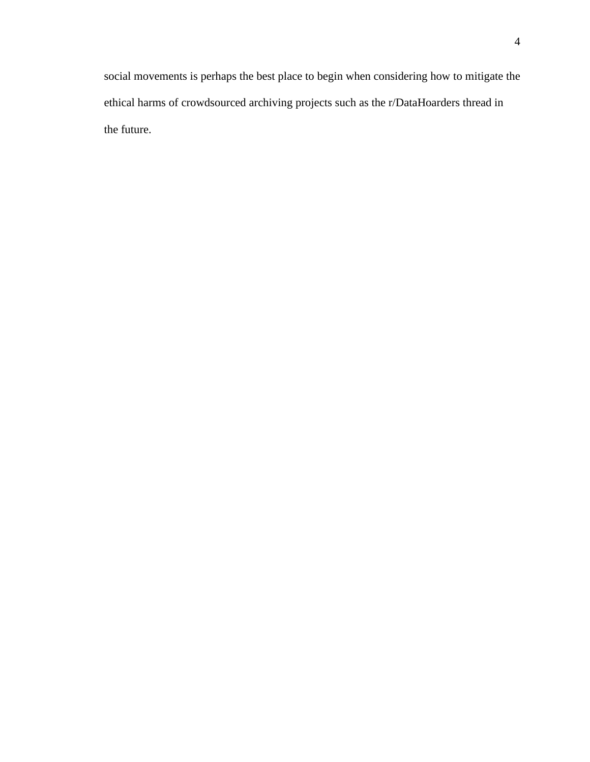social movements is perhaps the best place to begin when considering how to mitigate the ethical harms of crowdsourced archiving projects such as the r/DataHoarders thread in the future.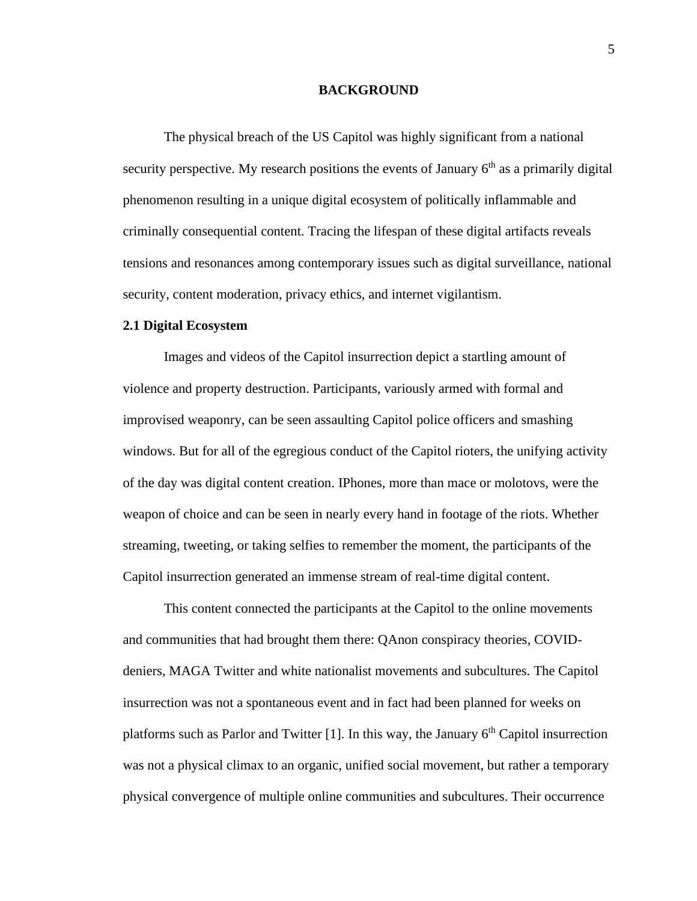# BACKGROUND

The physical breach of the US Capitol was highly significant from a national security perspective. My research positions the events of January 6th as a primarily digital phenomenon resulting in a unique digital ecosystem of politically inflammable and criminally consequential content. Tracing the lifespan of these digital artifacts reveals tensions and resonances among contemporary issues such as digital surveillance, national security, content moderation, privacy ethics, and internet vigilantism.

## 2.1 Digital Ecosystem

Images and videos of the Capitol insurrection depict a startling amount of violence and property destruction. Participants, variously armed with formal and improvised weaponry, can be seen assaulting Capitol police officers and smashing windows. But for all of the egregious conduct of the Capitol rioters, the unifying activity of the day was digital content creation. IPhones, more than mace or molotovs, were the weapon of choice and can be seen in nearly every hand in footage of the riots. Whether streaming, tweeting, or taking selfies to remember the moment, the participants of the Capitol insurrection generated an immense stream of real-time digital content.

This content connected the participants at the Capitol to the online movements and communities that had brought them there: QAnon conspiracy theories, COVID-deniers, MAGA Twitter and white nationalist movements and subcultures. The Capitol insurrection was not a spontaneous event and in fact had been planned for weeks on platforms such as Parlor and Twitter [1]. In this way, the January 6th Capitol insurrection was not a physical climax to an organic, unified social movement, but rather a temporary physical convergence of multiple online communities and subcultures. Their occurrence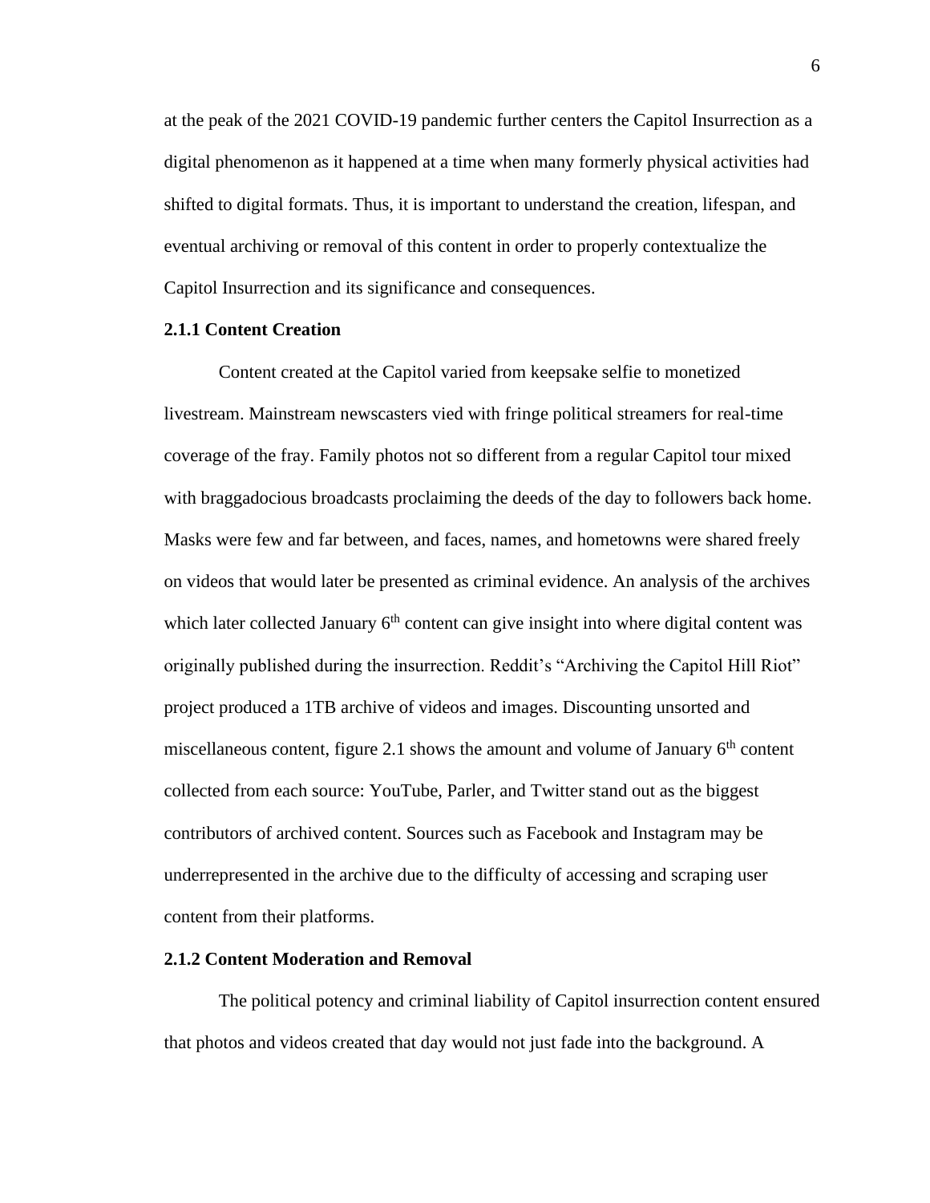at the peak of the 2021 COVID-19 pandemic further centers the Capitol Insurrection as a digital phenomenon as it happened at a time when many formerly physical activities had shifted to digital formats. Thus, it is important to understand the creation, lifespan, and eventual archiving or removal of this content in order to properly contextualize the Capitol Insurrection and its significance and consequences.

### 2.1.1 Content Creation

Content created at the Capitol varied from keepsake selfie to monetized livestream. Mainstream newscasters vied with fringe political streamers for real-time coverage of the fray. Family photos not so different from a regular Capitol tour mixed with braggadocious broadcasts proclaiming the deeds of the day to followers back home. Masks were few and far between, and faces, names, and hometowns were shared freely on videos that would later be presented as criminal evidence. An analysis of the archives which later collected January 6th content can give insight into where digital content was originally published during the insurrection. Reddit's "Archiving the Capitol Hill Riot" project produced a 1TB archive of videos and images. Discounting unsorted and miscellaneous content, figure 2.1 shows the amount and volume of January 6th content collected from each source: YouTube, Parler, and Twitter stand out as the biggest contributors of archived content. Sources such as Facebook and Instagram may be underrepresented in the archive due to the difficulty of accessing and scraping user content from their platforms.

### 2.1.2 Content Moderation and Removal

The political potency and criminal liability of Capitol insurrection content ensured that photos and videos created that day would not just fade into the background. A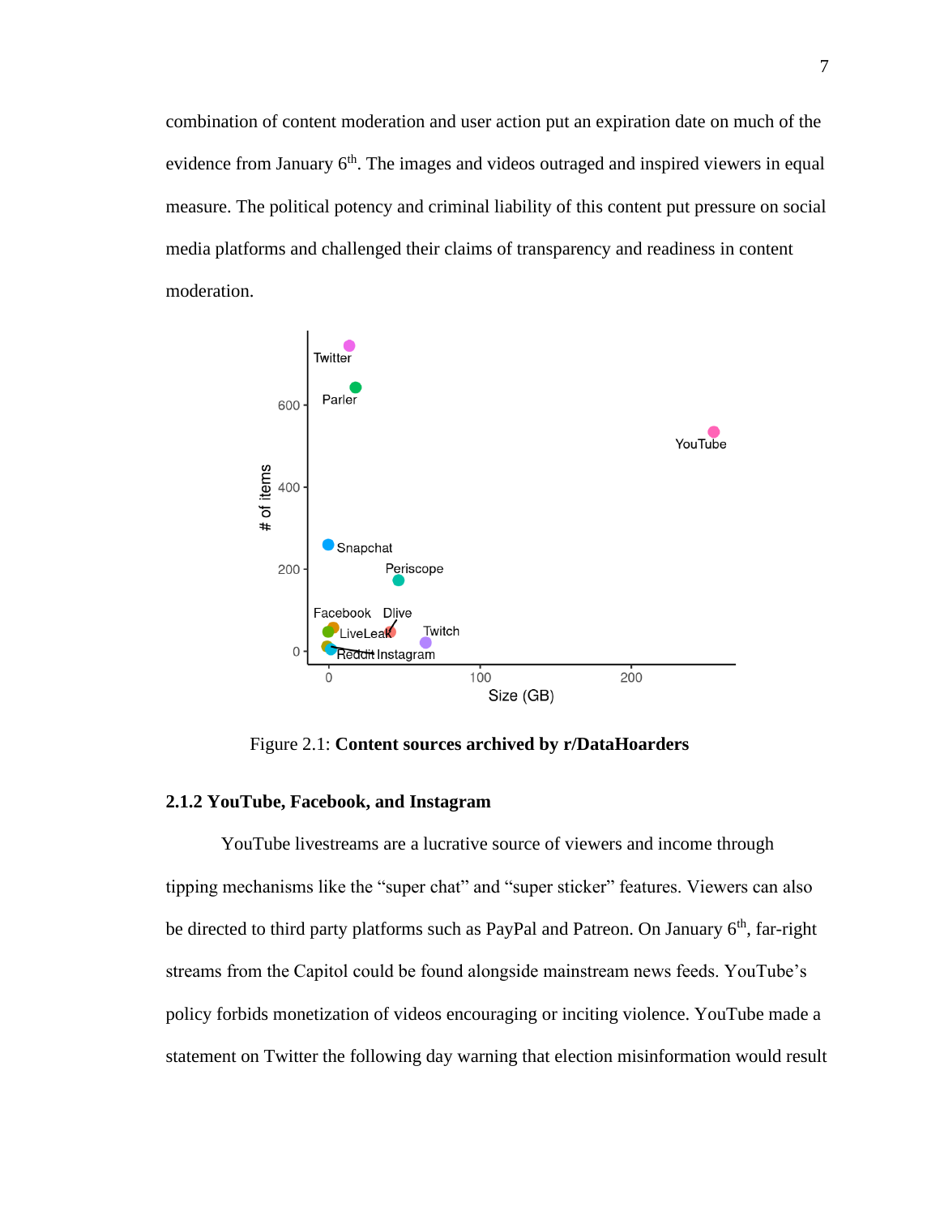combination of content moderation and user action put an expiration date on much of the evidence from January 6th. The images and videos outraged and inspired viewers in equal measure. The political potency and criminal liability of this content put pressure on social media platforms and challenged their claims of transparency and readiness in content moderation.

Figure 2.1: **Content sources archived by r/DataHoarders**

### 2.1.2 YouTube, Facebook, and Instagram

YouTube livestreams are a lucrative source of viewers and income through tipping mechanisms like the "super chat" and "super sticker" features. Viewers can also be directed to third party platforms such as PayPal and Patreon. On January 6th, far-right streams from the Capitol could be found alongside mainstream news feeds. YouTube's policy forbids monetization of videos encouraging or inciting violence. YouTube made a statement on Twitter the following day warning that election misinformation would result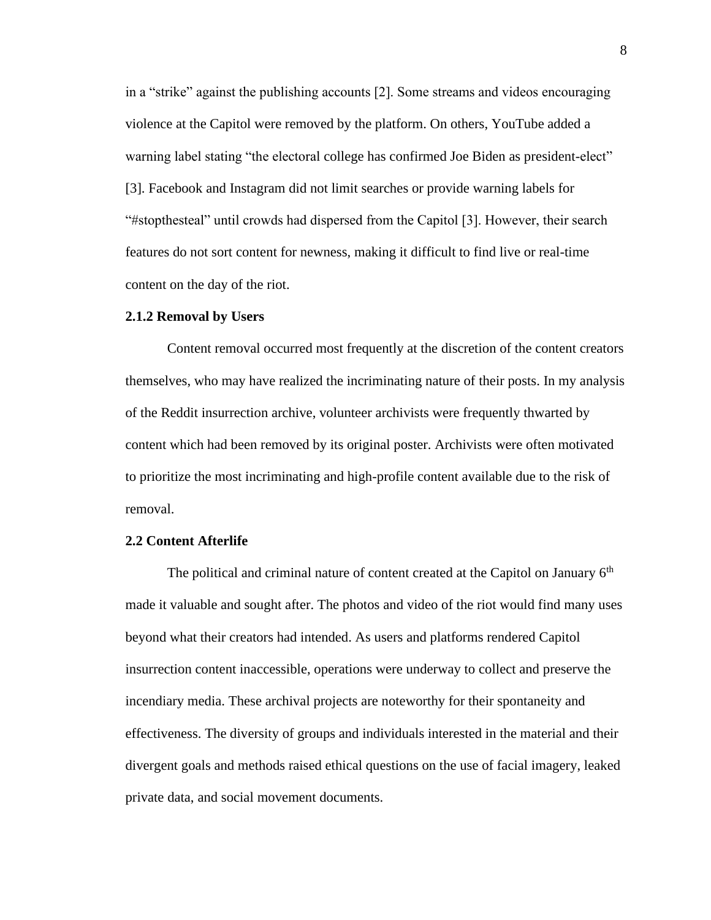in a "strike" against the publishing accounts [2]. Some streams and videos encouraging violence at the Capitol were removed by the platform. On others, YouTube added a warning label stating "the electoral college has confirmed Joe Biden as president-elect" [3]. Facebook and Instagram did not limit searches or provide warning labels for "#stopthesteal" until crowds had dispersed from the Capitol [3]. However, their search features do not sort content for newness, making it difficult to find live or real-time content on the day of the riot.

### 2.1.2 Removal by Users

Content removal occurred most frequently at the discretion of the content creators themselves, who may have realized the incriminating nature of their posts. In my analysis of the Reddit insurrection archive, volunteer archivists were frequently thwarted by content which had been removed by its original poster. Archivists were often motivated to prioritize the most incriminating and high-profile content available due to the risk of removal.

## 2.2 Content Afterlife

The political and criminal nature of content created at the Capitol on January 6th made it valuable and sought after. The photos and video of the riot would find many uses beyond what their creators had intended. As users and platforms rendered Capitol insurrection content inaccessible, operations were underway to collect and preserve the incendiary media. These archival projects are noteworthy for their spontaneity and effectiveness. The diversity of groups and individuals interested in the material and their divergent goals and methods raised ethical questions on the use of facial imagery, leaked private data, and social movement documents.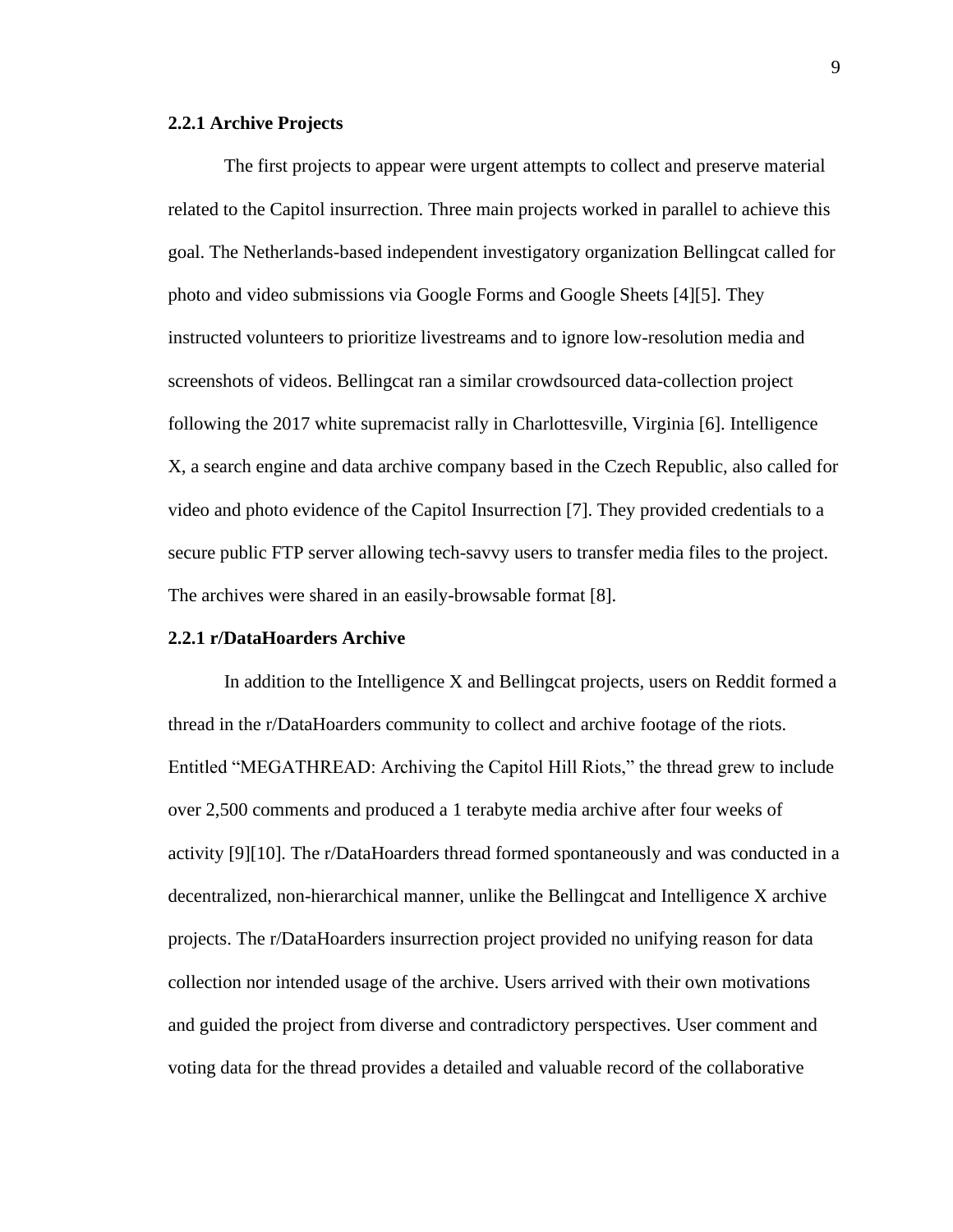### 2.2.1 Archive Projects

The first projects to appear were urgent attempts to collect and preserve material related to the Capitol insurrection. Three main projects worked in parallel to achieve this goal. The Netherlands-based independent investigatory organization Bellingcat called for photo and video submissions via Google Forms and Google Sheets [4][5]. They instructed volunteers to prioritize livestreams and to ignore low-resolution media and screenshots of videos. Bellingcat ran a similar crowdsourced data-collection project following the 2017 white supremacist rally in Charlottesville, Virginia [6]. Intelligence X, a search engine and data archive company based in the Czech Republic, also called for video and photo evidence of the Capitol Insurrection [7]. They provided credentials to a secure public FTP server allowing tech-savvy users to transfer media files to the project. The archives were shared in an easily-browsable format [8].

### 2.2.1 r/DataHoarders Archive

In addition to the Intelligence X and Bellingcat projects, users on Reddit formed a thread in the r/DataHoarders community to collect and archive footage of the riots. Entitled "MEGATHREAD: Archiving the Capitol Hill Riots," the thread grew to include over 2,500 comments and produced a 1 terabyte media archive after four weeks of activity [9][10]. The r/DataHoarders thread formed spontaneously and was conducted in a decentralized, non-hierarchical manner, unlike the Bellingcat and Intelligence X archive projects. The r/DataHoarders insurrection project provided no unifying reason for data collection nor intended usage of the archive. Users arrived with their own motivations and guided the project from diverse and contradictory perspectives. User comment and voting data for the thread provides a detailed and valuable record of the collaborative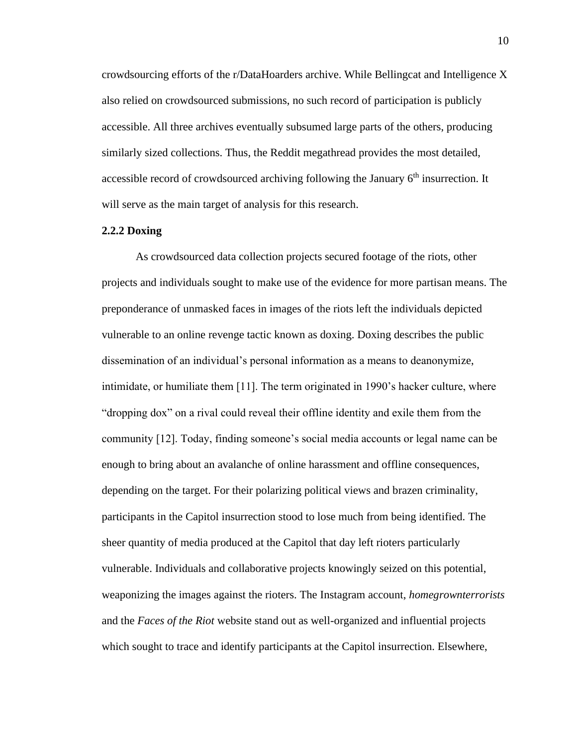crowdsourcing efforts of the r/DataHoarders archive. While Bellingcat and Intelligence X also relied on crowdsourced submissions, no such record of participation is publicly accessible. All three archives eventually subsumed large parts of the others, producing similarly sized collections. Thus, the Reddit megathread provides the most detailed, accessible record of crowdsourced archiving following the January 6th insurrection. It will serve as the main target of analysis for this research.

### 2.2.2 Doxing

As crowdsourced data collection projects secured footage of the riots, other projects and individuals sought to make use of the evidence for more partisan means. The preponderance of unmasked faces in images of the riots left the individuals depicted vulnerable to an online revenge tactic known as doxing. Doxing describes the public dissemination of an individual's personal information as a means to deanonymize, intimidate, or humiliate them [11]. The term originated in 1990's hacker culture, where "dropping dox" on a rival could reveal their offline identity and exile them from the community [12]. Today, finding someone's social media accounts or legal name can be enough to bring about an avalanche of online harassment and offline consequences, depending on the target. For their polarizing political views and brazen criminality, participants in the Capitol insurrection stood to lose much from being identified. The sheer quantity of media produced at the Capitol that day left rioters particularly vulnerable. Individuals and collaborative projects knowingly seized on this potential, weaponizing the images against the rioters. The Instagram account, *homegrownterrorists* and the *Faces of the Riot* website stand out as well-organized and influential projects which sought to trace and identify participants at the Capitol insurrection. Elsewhere,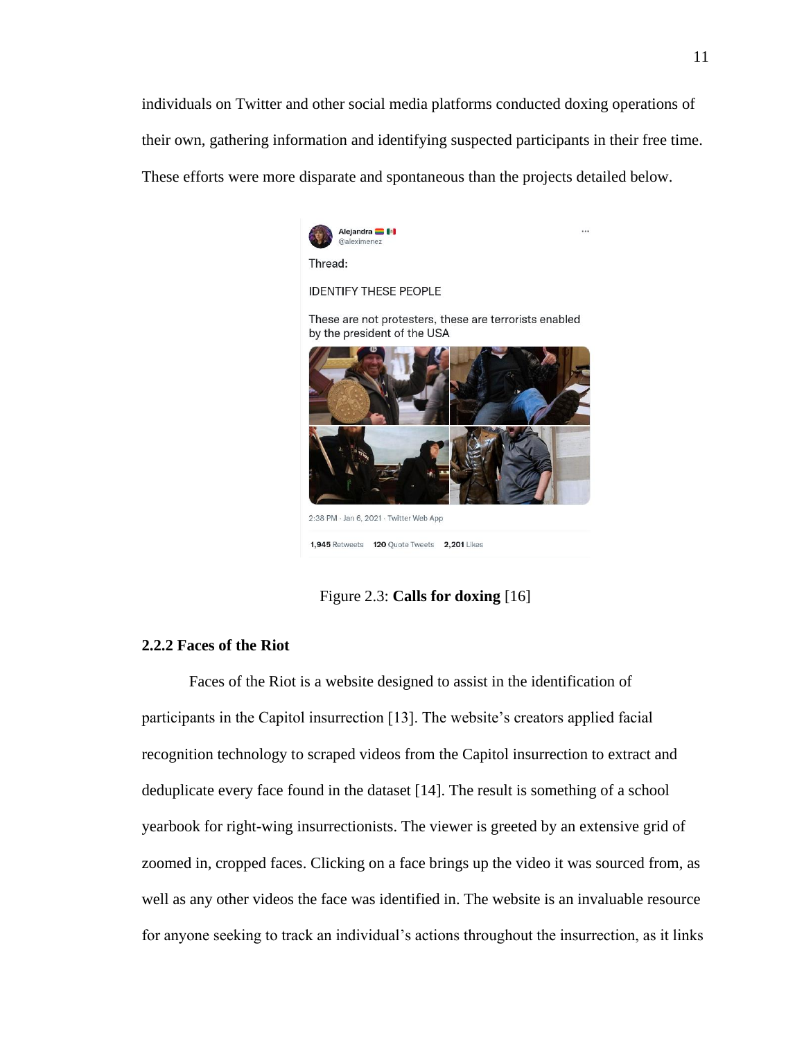individuals on Twitter and other social media platforms conducted doxing operations of their own, gathering information and identifying suspected participants in their free time. These efforts were more disparate and spontaneous than the projects detailed below.

Figure 2.3: **Calls for doxing** [16]

### 2.2.2 Faces of the Riot

Faces of the Riot is a website designed to assist in the identification of participants in the Capitol insurrection [13]. The website's creators applied facial recognition technology to scraped videos from the Capitol insurrection to extract and deduplicate every face found in the dataset [14]. The result is something of a school yearbook for right-wing insurrectionists. The viewer is greeted by an extensive grid of zoomed in, cropped faces. Clicking on a face brings up the video it was sourced from, as well as any other videos the face was identified in. The website is an invaluable resource for anyone seeking to track an individual's actions throughout the insurrection, as it links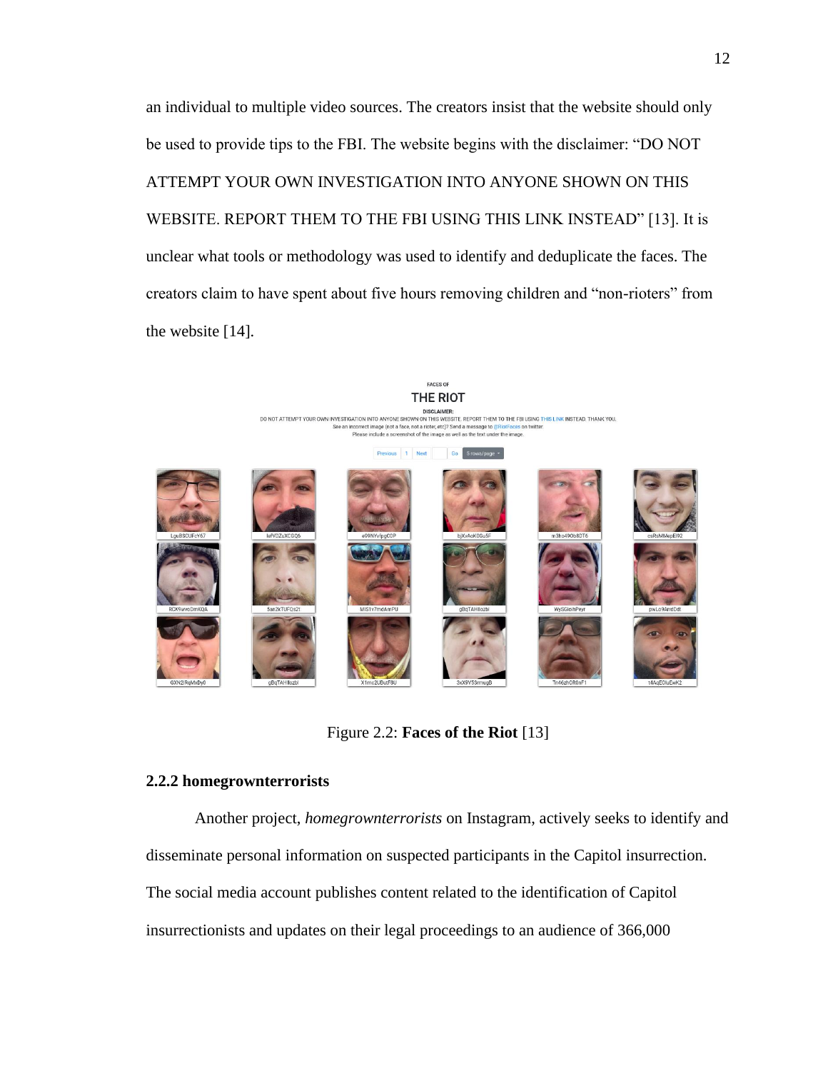an individual to multiple video sources. The creators insist that the website should only be used to provide tips to the FBI. The website begins with the disclaimer: "DO NOT ATTEMPT YOUR OWN INVESTIGATION INTO ANYONE SHOWN ON THIS WEBSITE. REPORT THEM TO THE FBI USING THIS LINK INSTEAD" [13]. It is unclear what tools or methodology was used to identify and deduplicate the faces. The creators claim to have spent about five hours removing children and "non-rioters" from the website [14].

Figure 2.2: **Faces of the Riot** [13]

### 2.2.2 homegrownterrorists

Another project, *homegrownterrorists* on Instagram, actively seeks to identify and disseminate personal information on suspected participants in the Capitol insurrection. The social media account publishes content related to the identification of Capitol insurrectionists and updates on their legal proceedings to an audience of 366,000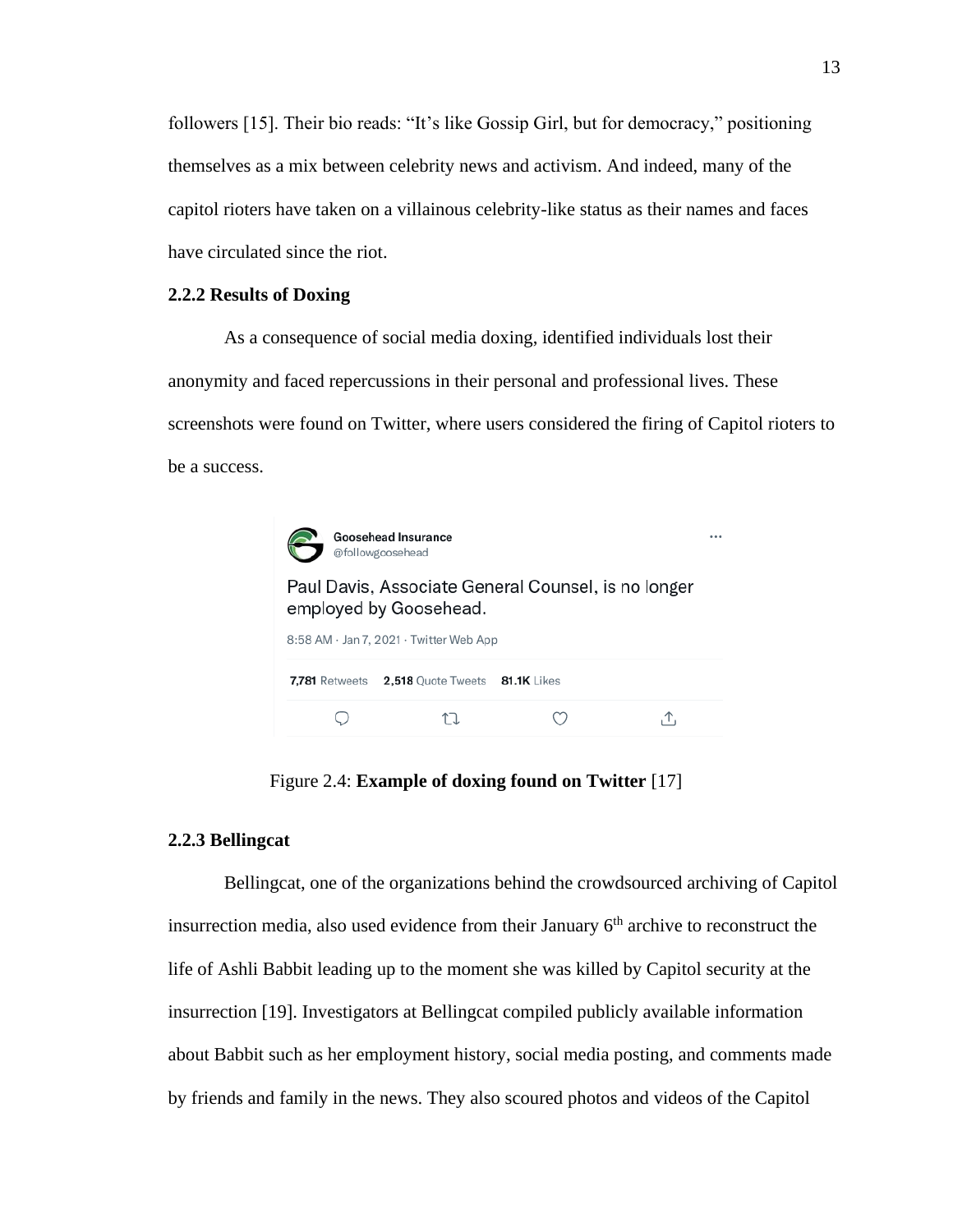followers [15]. Their bio reads: "It's like Gossip Girl, but for democracy," positioning themselves as a mix between celebrity news and activism. And indeed, many of the capitol rioters have taken on a villainous celebrity-like status as their names and faces have circulated since the riot.

### 2.2.2 Results of Doxing

As a consequence of social media doxing, identified individuals lost their anonymity and faced repercussions in their personal and professional lives. These screenshots were found on Twitter, where users considered the firing of Capitol rioters to be a success.

Goosehead Insurance
@followgoosehead

Paul Davis, Associate General Counsel, is no longer employed by Goosehead.

8:58 AM · Jan 7, 2021 · Twitter Web App

**7,781** Retweets **2,518** Quote Tweets **81.1K** Likes

Figure 2.4: **Example of doxing found on Twitter** [17]

### 2.2.3 Bellingcat

Bellingcat, one of the organizations behind the crowdsourced archiving of Capitol insurrection media, also used evidence from their January 6th archive to reconstruct the life of Ashli Babbit leading up to the moment she was killed by Capitol security at the insurrection [19]. Investigators at Bellingcat compiled publicly available information about Babbit such as her employment history, social media posting, and comments made by friends and family in the news. They also scoured photos and videos of the Capitol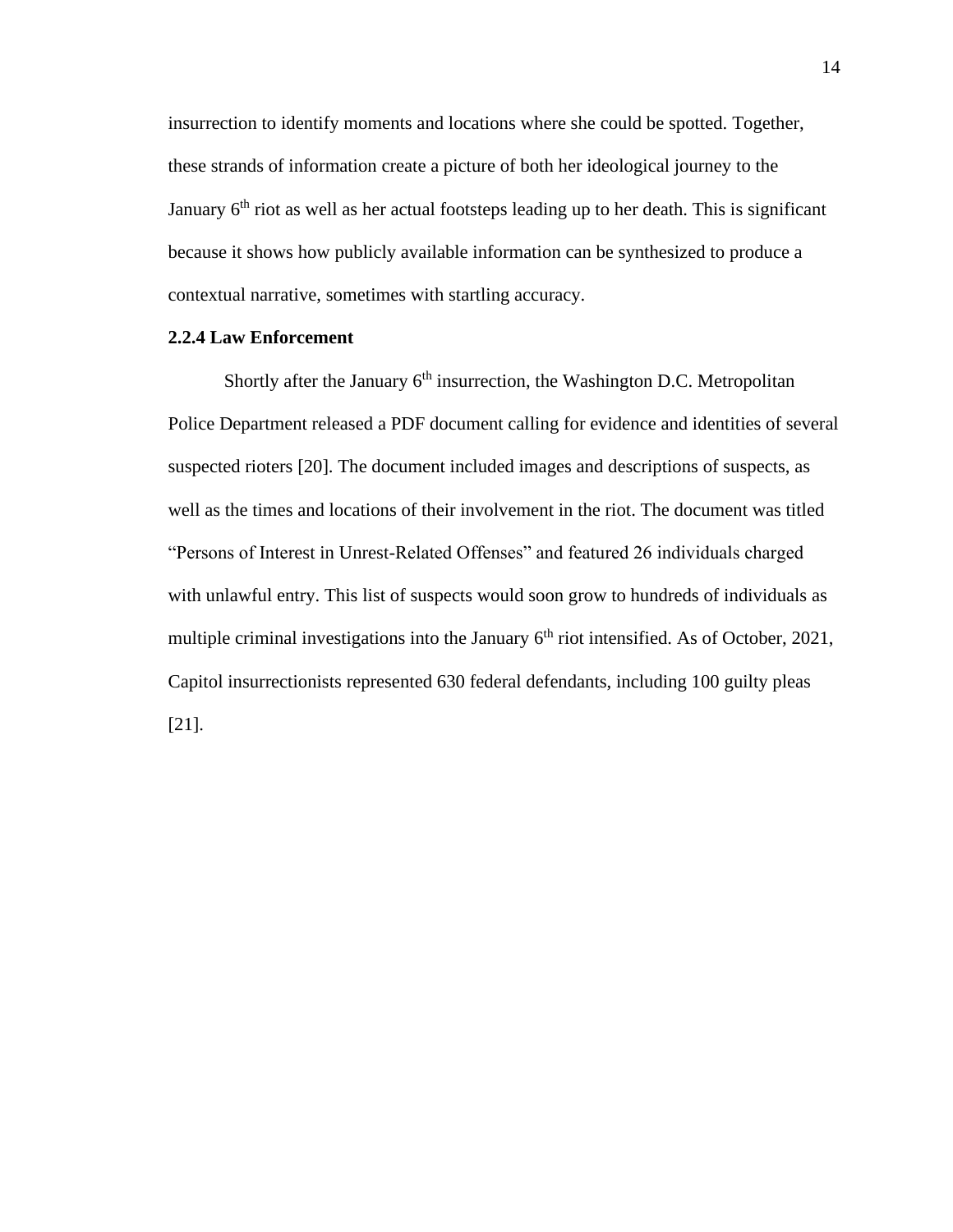insurrection to identify moments and locations where she could be spotted. Together, these strands of information create a picture of both her ideological journey to the January 6th riot as well as her actual footsteps leading up to her death. This is significant because it shows how publicly available information can be synthesized to produce a contextual narrative, sometimes with startling accuracy.

### 2.2.4 Law Enforcement

Shortly after the January 6th insurrection, the Washington D.C. Metropolitan Police Department released a PDF document calling for evidence and identities of several suspected rioters [20]. The document included images and descriptions of suspects, as well as the times and locations of their involvement in the riot. The document was titled "Persons of Interest in Unrest-Related Offenses" and featured 26 individuals charged with unlawful entry. This list of suspects would soon grow to hundreds of individuals as multiple criminal investigations into the January 6th riot intensified. As of October, 2021, Capitol insurrectionists represented 630 federal defendants, including 100 guilty pleas [21].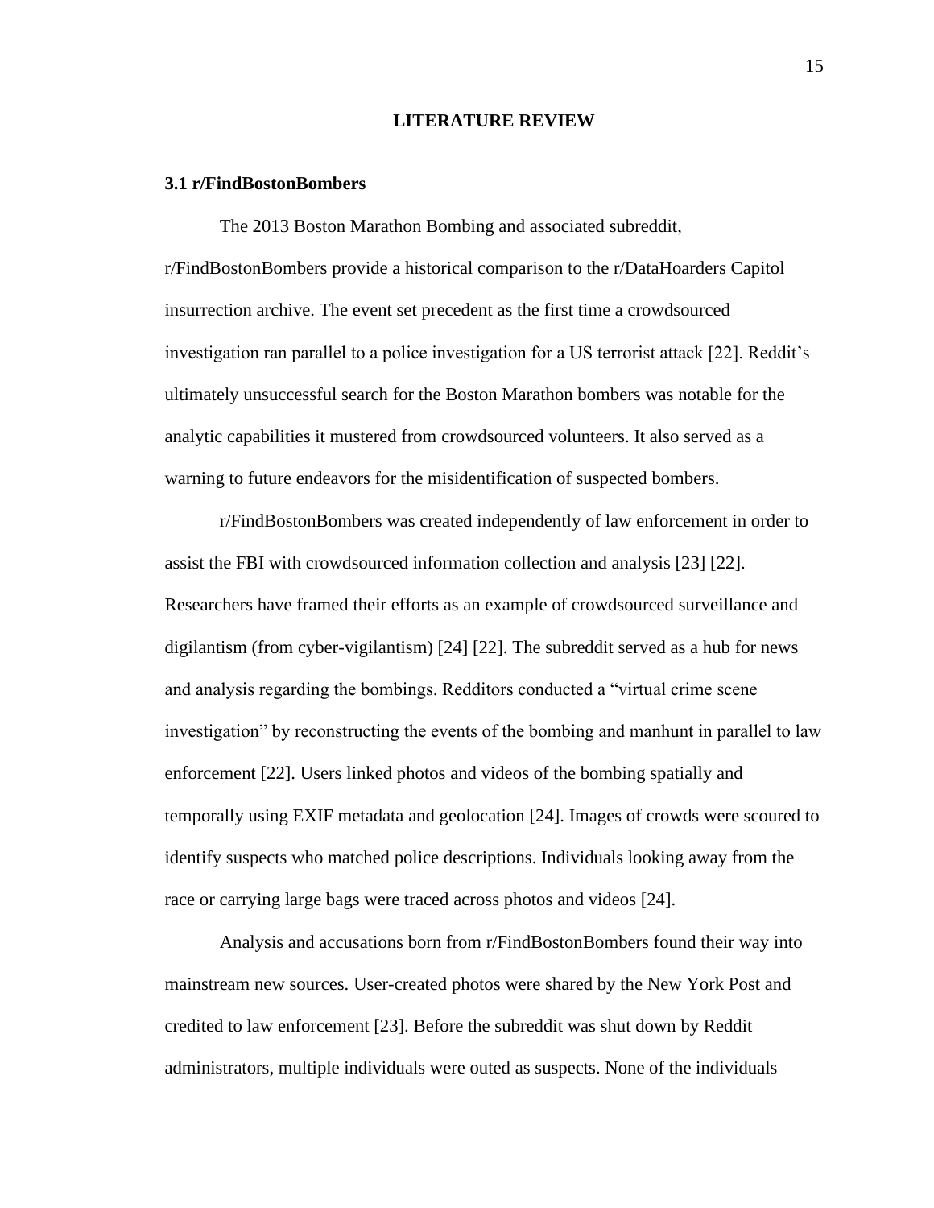# LITERATURE REVIEW

## 3.1 r/FindBostonBombers

The 2013 Boston Marathon Bombing and associated subreddit, r/FindBostonBombers provide a historical comparison to the r/DataHoarders Capitol insurrection archive. The event set precedent as the first time a crowdsourced investigation ran parallel to a police investigation for a US terrorist attack [22]. Reddit's ultimately unsuccessful search for the Boston Marathon bombers was notable for the analytic capabilities it mustered from crowdsourced volunteers. It also served as a warning to future endeavors for the misidentification of suspected bombers.

r/FindBostonBombers was created independently of law enforcement in order to assist the FBI with crowdsourced information collection and analysis [23] [22]. Researchers have framed their efforts as an example of crowdsourced surveillance and digilantism (from cyber-vigilantism) [24] [22]. The subreddit served as a hub for news and analysis regarding the bombings. Redditors conducted a "virtual crime scene investigation" by reconstructing the events of the bombing and manhunt in parallel to law enforcement [22]. Users linked photos and videos of the bombing spatially and temporally using EXIF metadata and geolocation [24]. Images of crowds were scoured to identify suspects who matched police descriptions. Individuals looking away from the race or carrying large bags were traced across photos and videos [24].

Analysis and accusations born from r/FindBostonBombers found their way into mainstream new sources. User-created photos were shared by the New York Post and credited to law enforcement [23]. Before the subreddit was shut down by Reddit administrators, multiple individuals were outed as suspects. None of the individuals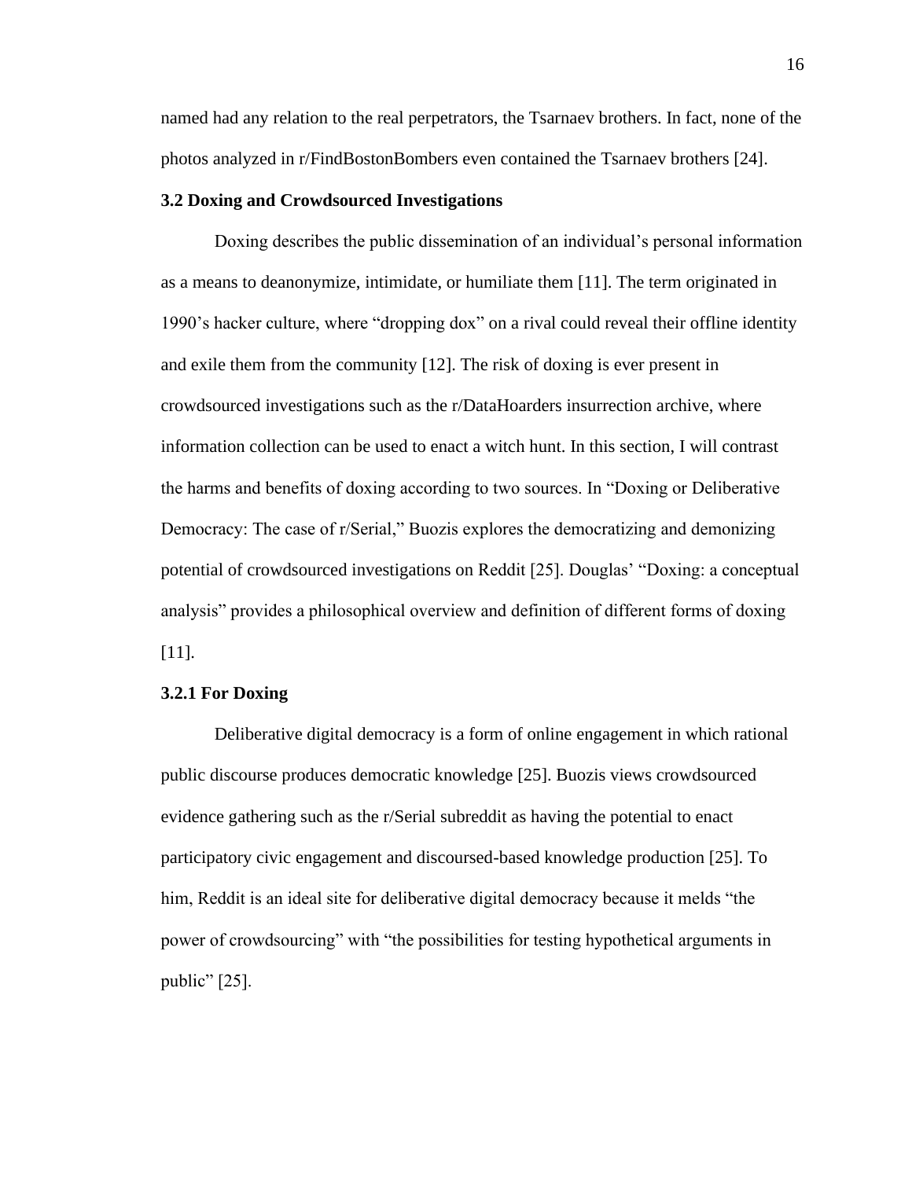named had any relation to the real perpetrators, the Tsarnaev brothers. In fact, none of the photos analyzed in r/FindBostonBombers even contained the Tsarnaev brothers [24].

### 3.2 Doxing and Crowdsourced Investigations

Doxing describes the public dissemination of an individual's personal information as a means to deanonymize, intimidate, or humiliate them [11]. The term originated in 1990's hacker culture, where "dropping dox" on a rival could reveal their offline identity and exile them from the community [12]. The risk of doxing is ever present in crowdsourced investigations such as the r/DataHoarders insurrection archive, where information collection can be used to enact a witch hunt. In this section, I will contrast the harms and benefits of doxing according to two sources. In "Doxing or Deliberative Democracy: The case of r/Serial," Buozis explores the democratizing and demonizing potential of crowdsourced investigations on Reddit [25]. Douglas' "Doxing: a conceptual analysis" provides a philosophical overview and definition of different forms of doxing [11].

#### 3.2.1 For Doxing

Deliberative digital democracy is a form of online engagement in which rational public discourse produces democratic knowledge [25]. Buozis views crowdsourced evidence gathering such as the r/Serial subreddit as having the potential to enact participatory civic engagement and discoursed-based knowledge production [25]. To him, Reddit is an ideal site for deliberative digital democracy because it melds "the power of crowdsourcing" with "the possibilities for testing hypothetical arguments in public" [25].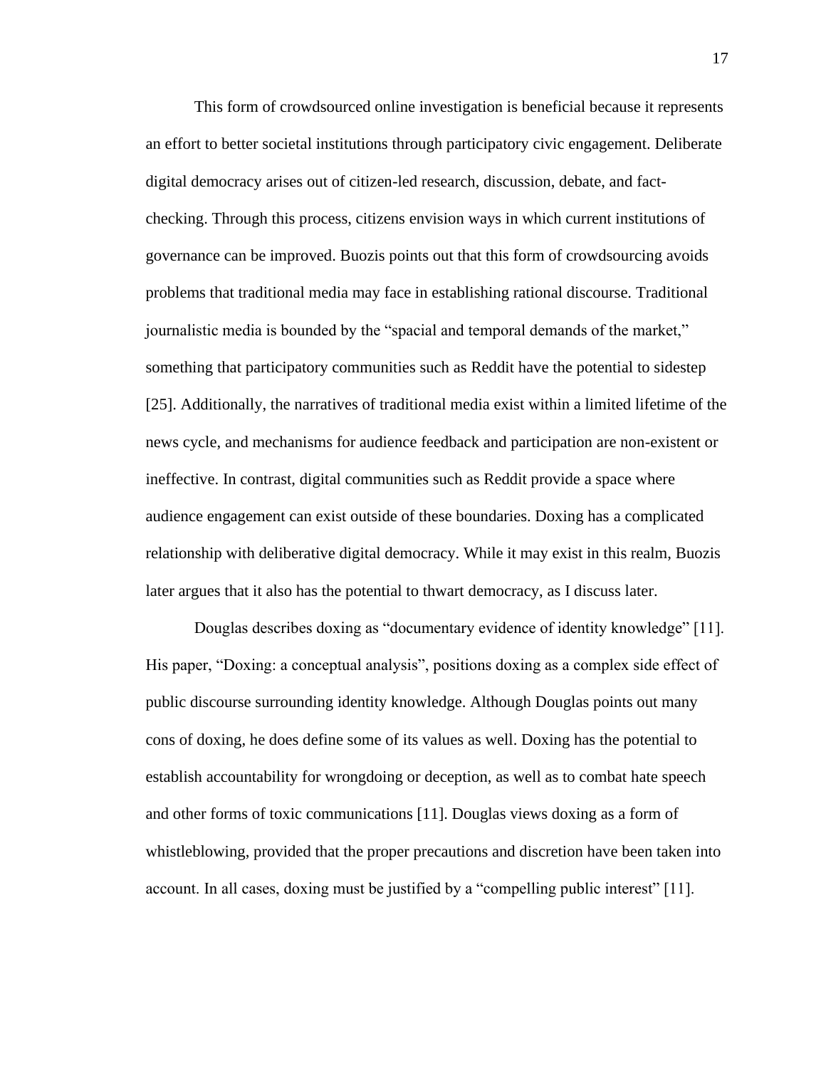This form of crowdsourced online investigation is beneficial because it represents an effort to better societal institutions through participatory civic engagement. Deliberate digital democracy arises out of citizen-led research, discussion, debate, and fact-checking. Through this process, citizens envision ways in which current institutions of governance can be improved. Buozis points out that this form of crowdsourcing avoids problems that traditional media may face in establishing rational discourse. Traditional journalistic media is bounded by the “spacial and temporal demands of the market,” something that participatory communities such as Reddit have the potential to sidestep [25]. Additionally, the narratives of traditional media exist within a limited lifetime of the news cycle, and mechanisms for audience feedback and participation are non-existent or ineffective. In contrast, digital communities such as Reddit provide a space where audience engagement can exist outside of these boundaries. Doxing has a complicated relationship with deliberative digital democracy. While it may exist in this realm, Buozis later argues that it also has the potential to thwart democracy, as I discuss later.

Douglas describes doxing as “documentary evidence of identity knowledge” [11]. His paper, “Doxing: a conceptual analysis”, positions doxing as a complex side effect of public discourse surrounding identity knowledge. Although Douglas points out many cons of doxing, he does define some of its values as well. Doxing has the potential to establish accountability for wrongdoing or deception, as well as to combat hate speech and other forms of toxic communications [11]. Douglas views doxing as a form of whistleblowing, provided that the proper precautions and discretion have been taken into account. In all cases, doxing must be justified by a “compelling public interest” [11].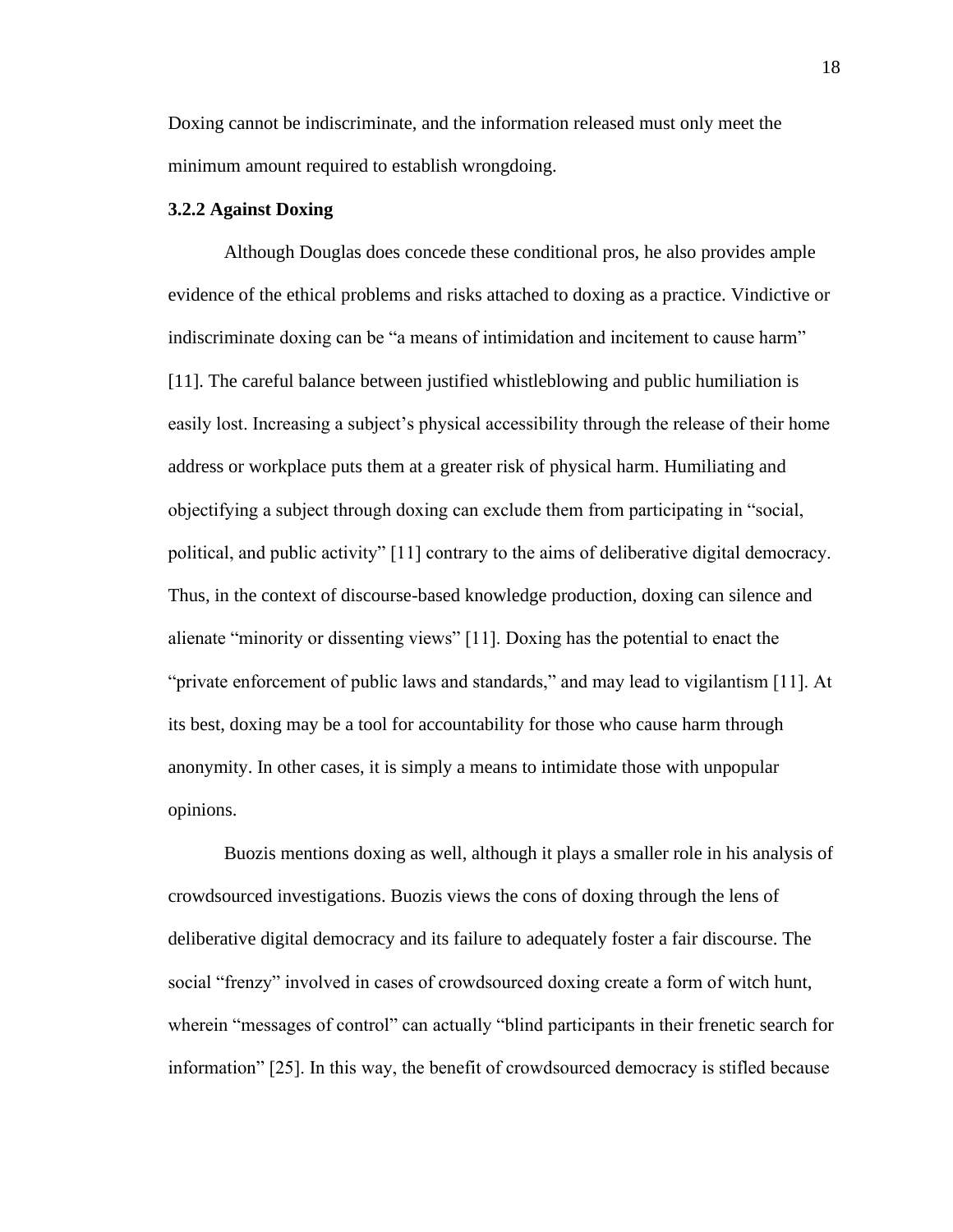Doxing cannot be indiscriminate, and the information released must only meet the minimum amount required to establish wrongdoing.

### 3.2.2 Against Doxing

Although Douglas does concede these conditional pros, he also provides ample evidence of the ethical problems and risks attached to doxing as a practice. Vindictive or indiscriminate doxing can be “a means of intimidation and incitement to cause harm” [11]. The careful balance between justified whistleblowing and public humiliation is easily lost. Increasing a subject’s physical accessibility through the release of their home address or workplace puts them at a greater risk of physical harm. Humiliating and objectifying a subject through doxing can exclude them from participating in “social, political, and public activity” [11] contrary to the aims of deliberative digital democracy. Thus, in the context of discourse-based knowledge production, doxing can silence and alienate “minority or dissenting views” [11]. Doxing has the potential to enact the “private enforcement of public laws and standards,” and may lead to vigilantism [11]. At its best, doxing may be a tool for accountability for those who cause harm through anonymity. In other cases, it is simply a means to intimidate those with unpopular opinions.

Buozis mentions doxing as well, although it plays a smaller role in his analysis of crowdsourced investigations. Buozis views the cons of doxing through the lens of deliberative digital democracy and its failure to adequately foster a fair discourse. The social “frenzy” involved in cases of crowdsourced doxing create a form of witch hunt, wherein “messages of control” can actually “blind participants in their frenetic search for information” [25]. In this way, the benefit of crowdsourced democracy is stifled because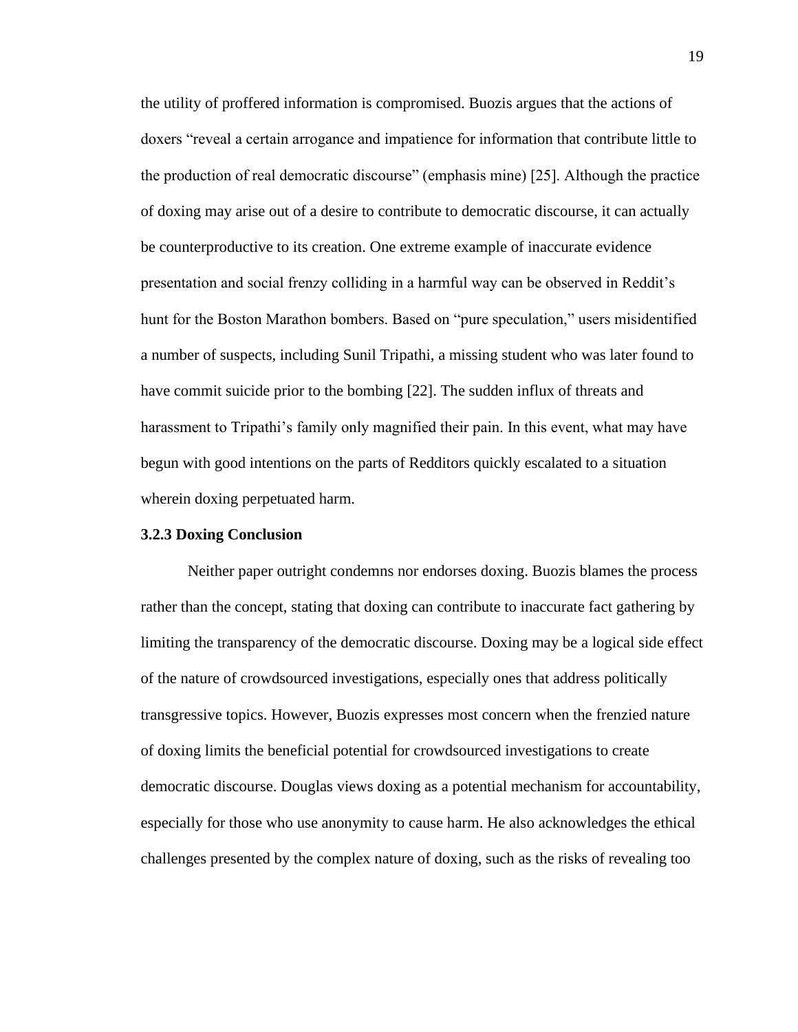the utility of proffered information is compromised. Buozis argues that the actions of doxers "reveal a certain arrogance and impatience for information that contribute little to the production of real democratic discourse" (emphasis mine) [25]. Although the practice of doxing may arise out of a desire to contribute to democratic discourse, it can actually be counterproductive to its creation. One extreme example of inaccurate evidence presentation and social frenzy colliding in a harmful way can be observed in Reddit's hunt for the Boston Marathon bombers. Based on "pure speculation," users misidentified a number of suspects, including Sunil Tripathi, a missing student who was later found to have commit suicide prior to the bombing [22]. The sudden influx of threats and harassment to Tripathi's family only magnified their pain. In this event, what may have begun with good intentions on the parts of Redditors quickly escalated to a situation wherein doxing perpetuated harm.

### 3.2.3 Doxing Conclusion

Neither paper outright condemns nor endorses doxing. Buozis blames the process rather than the concept, stating that doxing can contribute to inaccurate fact gathering by limiting the transparency of the democratic discourse. Doxing may be a logical side effect of the nature of crowdsourced investigations, especially ones that address politically transgressive topics. However, Buozis expresses most concern when the frenzied nature of doxing limits the beneficial potential for crowdsourced investigations to create democratic discourse. Douglas views doxing as a potential mechanism for accountability, especially for those who use anonymity to cause harm. He also acknowledges the ethical challenges presented by the complex nature of doxing, such as the risks of revealing too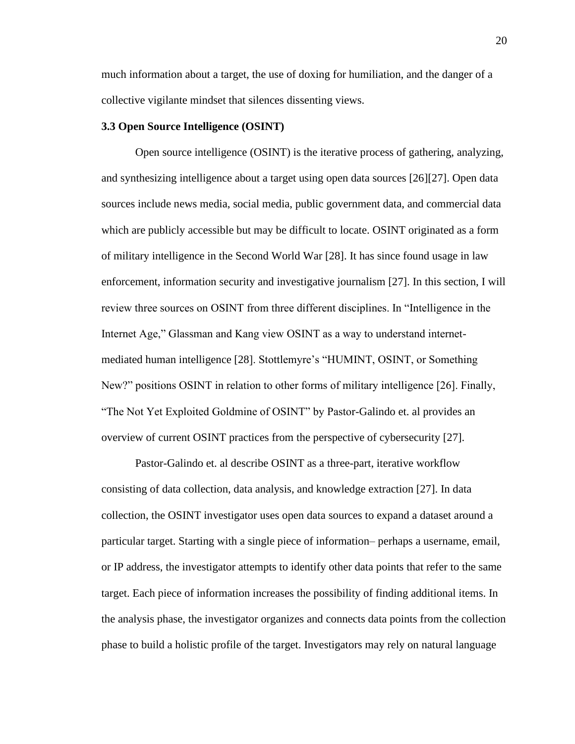much information about a target, the use of doxing for humiliation, and the danger of a collective vigilante mindset that silences dissenting views.

### 3.3 Open Source Intelligence (OSINT)

Open source intelligence (OSINT) is the iterative process of gathering, analyzing, and synthesizing intelligence about a target using open data sources [26][27]. Open data sources include news media, social media, public government data, and commercial data which are publicly accessible but may be difficult to locate. OSINT originated as a form of military intelligence in the Second World War [28]. It has since found usage in law enforcement, information security and investigative journalism [27]. In this section, I will review three sources on OSINT from three different disciplines. In "Intelligence in the Internet Age," Glassman and Kang view OSINT as a way to understand internet-mediated human intelligence [28]. Stottlemyre's "HUMINT, OSINT, or Something New?" positions OSINT in relation to other forms of military intelligence [26]. Finally, "The Not Yet Exploited Goldmine of OSINT" by Pastor-Galindo et. al provides an overview of current OSINT practices from the perspective of cybersecurity [27].

Pastor-Galindo et. al describe OSINT as a three-part, iterative workflow consisting of data collection, data analysis, and knowledge extraction [27]. In data collection, the OSINT investigator uses open data sources to expand a dataset around a particular target. Starting with a single piece of information– perhaps a username, email, or IP address, the investigator attempts to identify other data points that refer to the same target. Each piece of information increases the possibility of finding additional items. In the analysis phase, the investigator organizes and connects data points from the collection phase to build a holistic profile of the target. Investigators may rely on natural language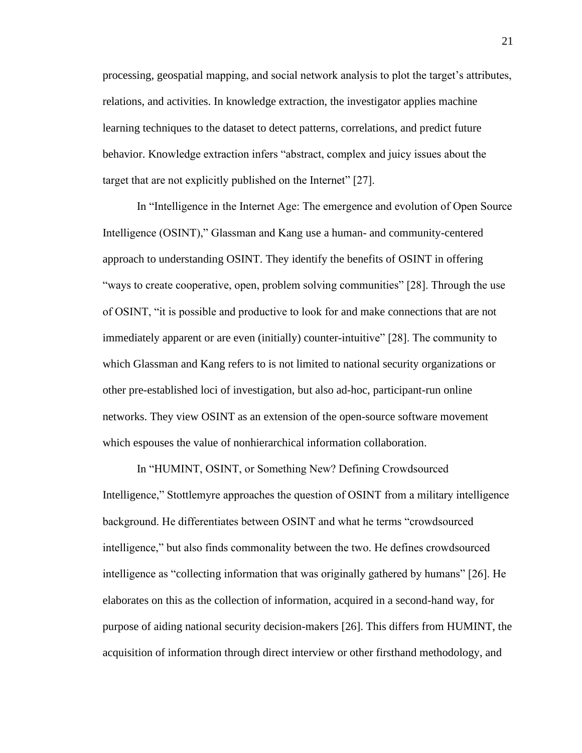processing, geospatial mapping, and social network analysis to plot the target's attributes, relations, and activities. In knowledge extraction, the investigator applies machine learning techniques to the dataset to detect patterns, correlations, and predict future behavior. Knowledge extraction infers "abstract, complex and juicy issues about the target that are not explicitly published on the Internet" [27].

In "Intelligence in the Internet Age: The emergence and evolution of Open Source Intelligence (OSINT)," Glassman and Kang use a human- and community-centered approach to understanding OSINT. They identify the benefits of OSINT in offering "ways to create cooperative, open, problem solving communities" [28]. Through the use of OSINT, "it is possible and productive to look for and make connections that are not immediately apparent or are even (initially) counter-intuitive" [28]. The community to which Glassman and Kang refers to is not limited to national security organizations or other pre-established loci of investigation, but also ad-hoc, participant-run online networks. They view OSINT as an extension of the open-source software movement which espouses the value of nonhierarchical information collaboration.

In "HUMINT, OSINT, or Something New? Defining Crowdsourced Intelligence," Stottlemyre approaches the question of OSINT from a military intelligence background. He differentiates between OSINT and what he terms "crowdsourced intelligence," but also finds commonality between the two. He defines crowdsourced intelligence as "collecting information that was originally gathered by humans" [26]. He elaborates on this as the collection of information, acquired in a second-hand way, for purpose of aiding national security decision-makers [26]. This differs from HUMINT, the acquisition of information through direct interview or other firsthand methodology, and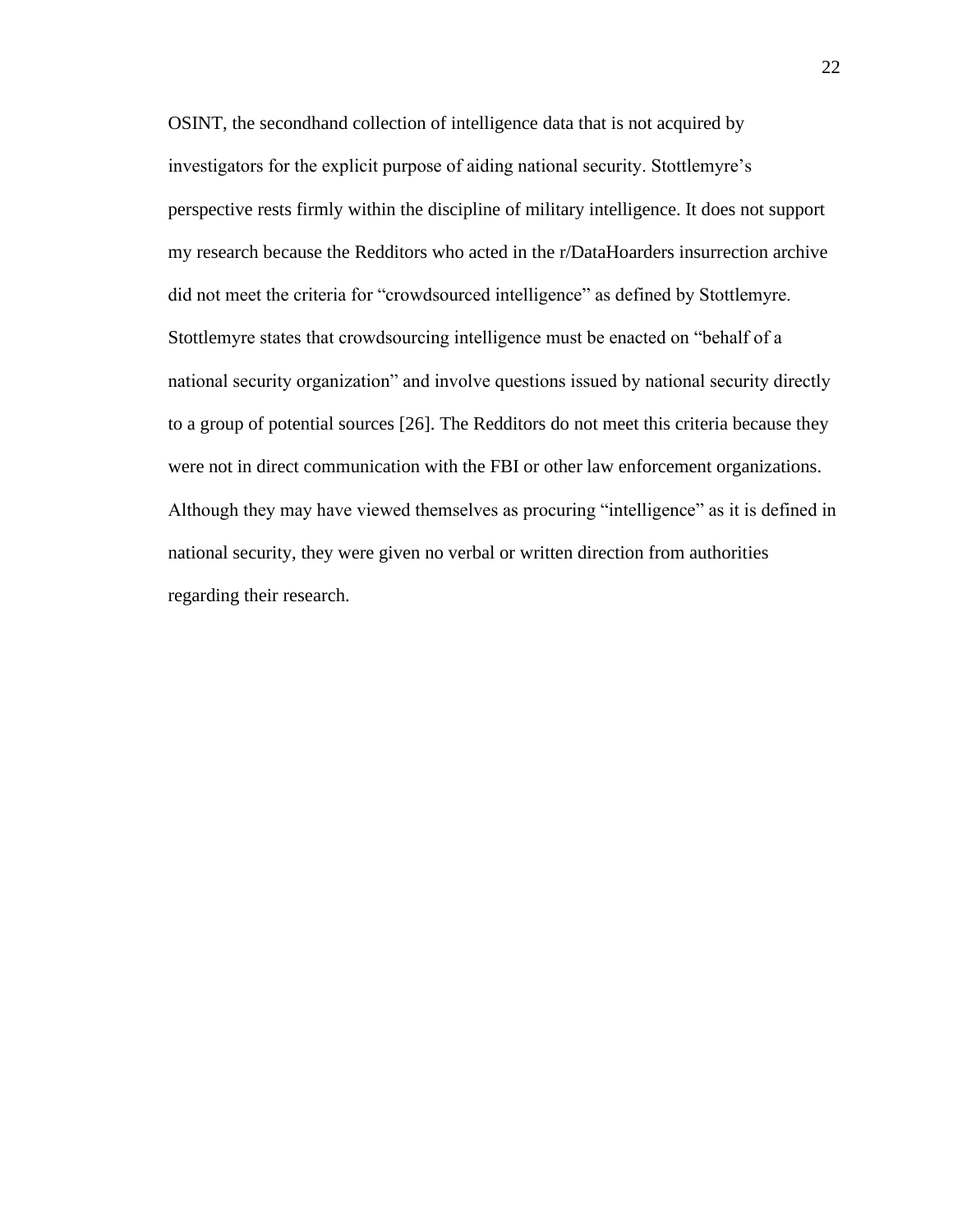OSINT, the secondhand collection of intelligence data that is not acquired by investigators for the explicit purpose of aiding national security. Stottlemyre's perspective rests firmly within the discipline of military intelligence. It does not support my research because the Redditors who acted in the r/DataHoarders insurrection archive did not meet the criteria for "crowdsourced intelligence" as defined by Stottlemyre. Stottlemyre states that crowdsourcing intelligence must be enacted on "behalf of a national security organization" and involve questions issued by national security directly to a group of potential sources [26]. The Redditors do not meet this criteria because they were not in direct communication with the FBI or other law enforcement organizations. Although they may have viewed themselves as procuring "intelligence" as it is defined in national security, they were given no verbal or written direction from authorities regarding their research.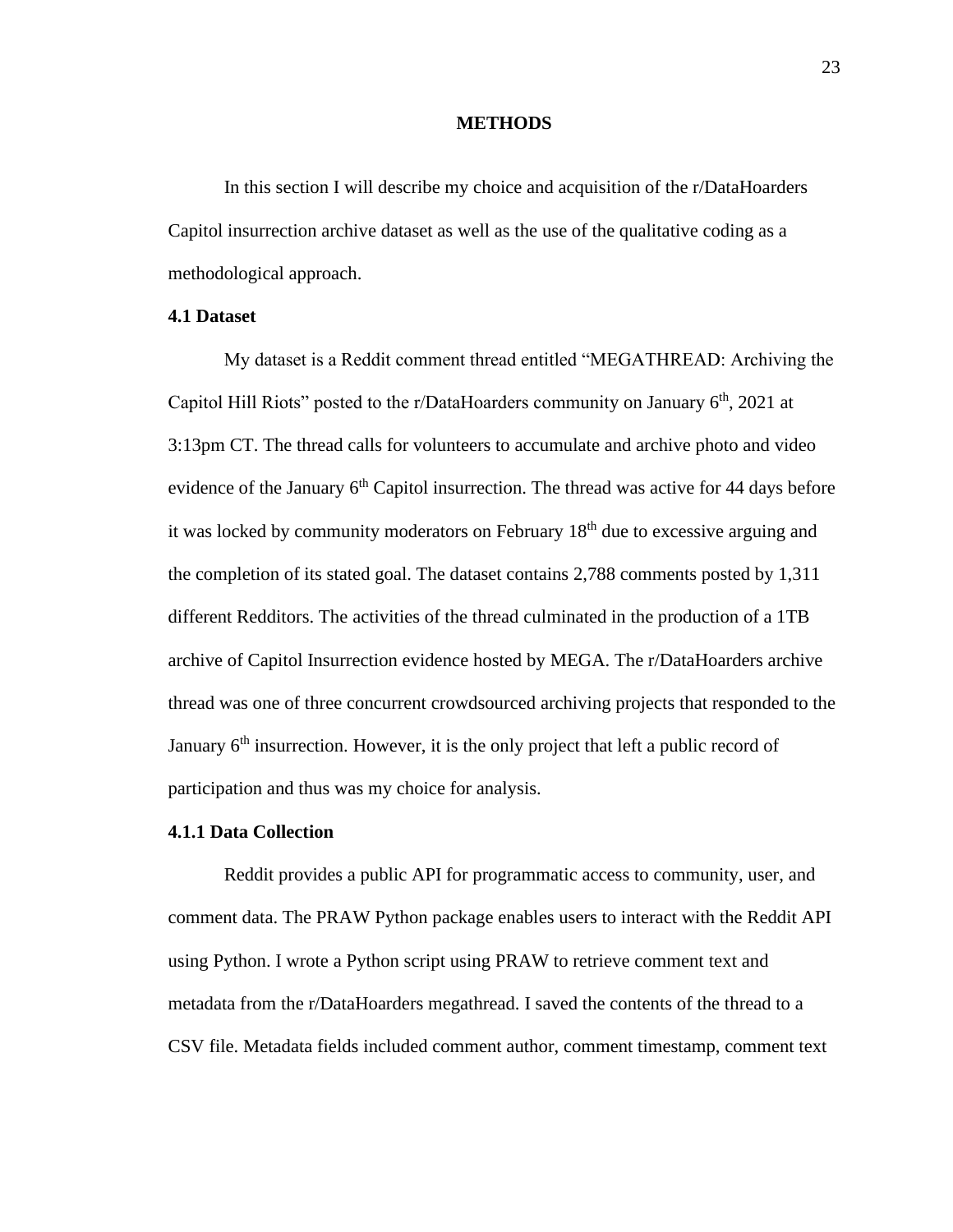# METHODS

In this section I will describe my choice and acquisition of the r/DataHoarders Capitol insurrection archive dataset as well as the use of the qualitative coding as a methodological approach.

## 4.1 Dataset

My dataset is a Reddit comment thread entitled "MEGATHREAD: Archiving the Capitol Hill Riots" posted to the r/DataHoarders community on January 6th, 2021 at 3:13pm CT. The thread calls for volunteers to accumulate and archive photo and video evidence of the January 6th Capitol insurrection. The thread was active for 44 days before it was locked by community moderators on February 18th due to excessive arguing and the completion of its stated goal. The dataset contains 2,788 comments posted by 1,311 different Redditors. The activities of the thread culminated in the production of a 1TB archive of Capitol Insurrection evidence hosted by MEGA. The r/DataHoarders archive thread was one of three concurrent crowdsourced archiving projects that responded to the January 6th insurrection. However, it is the only project that left a public record of participation and thus was my choice for analysis.

### 4.1.1 Data Collection

Reddit provides a public API for programmatic access to community, user, and comment data. The PRAW Python package enables users to interact with the Reddit API using Python. I wrote a Python script using PRAW to retrieve comment text and metadata from the r/DataHoarders megathread. I saved the contents of the thread to a CSV file. Metadata fields included comment author, comment timestamp, comment text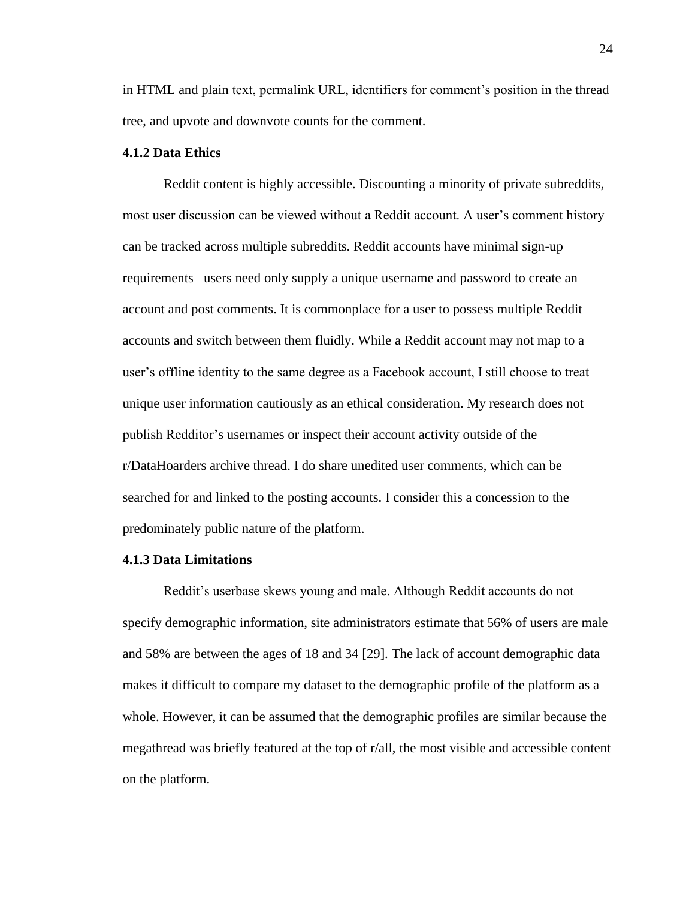in HTML and plain text, permalink URL, identifiers for comment's position in the thread tree, and upvote and downvote counts for the comment.

### 4.1.2 Data Ethics

Reddit content is highly accessible. Discounting a minority of private subreddits, most user discussion can be viewed without a Reddit account. A user's comment history can be tracked across multiple subreddits. Reddit accounts have minimal sign-up requirements– users need only supply a unique username and password to create an account and post comments. It is commonplace for a user to possess multiple Reddit accounts and switch between them fluidly. While a Reddit account may not map to a user's offline identity to the same degree as a Facebook account, I still choose to treat unique user information cautiously as an ethical consideration. My research does not publish Redditor's usernames or inspect their account activity outside of the r/DataHoarders archive thread. I do share unedited user comments, which can be searched for and linked to the posting accounts. I consider this a concession to the predominately public nature of the platform.

### 4.1.3 Data Limitations

Reddit's userbase skews young and male. Although Reddit accounts do not specify demographic information, site administrators estimate that 56% of users are male and 58% are between the ages of 18 and 34 [29]. The lack of account demographic data makes it difficult to compare my dataset to the demographic profile of the platform as a whole. However, it can be assumed that the demographic profiles are similar because the megathread was briefly featured at the top of r/all, the most visible and accessible content on the platform.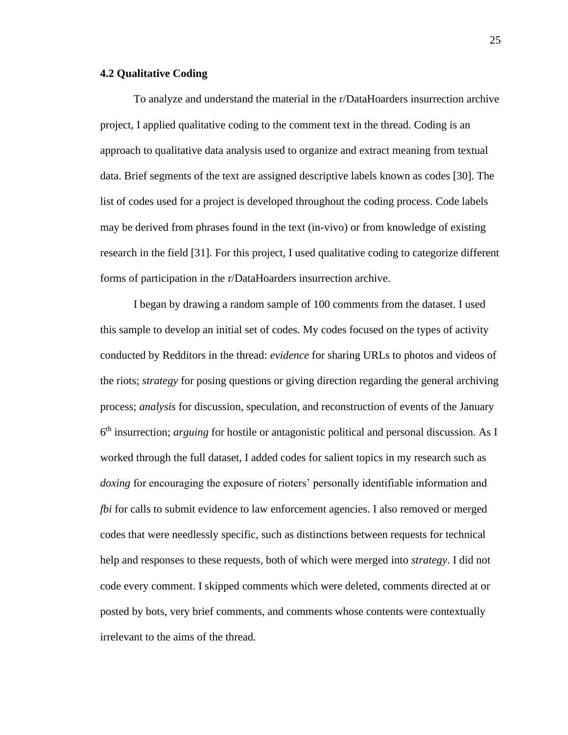### 4.2 Qualitative Coding

To analyze and understand the material in the r/DataHoarders insurrection archive project, I applied qualitative coding to the comment text in the thread. Coding is an approach to qualitative data analysis used to organize and extract meaning from textual data. Brief segments of the text are assigned descriptive labels known as codes [30]. The list of codes used for a project is developed throughout the coding process. Code labels may be derived from phrases found in the text (in-vivo) or from knowledge of existing research in the field [31]. For this project, I used qualitative coding to categorize different forms of participation in the r/DataHoarders insurrection archive.

I began by drawing a random sample of 100 comments from the dataset. I used this sample to develop an initial set of codes. My codes focused on the types of activity conducted by Redditors in the thread: *evidence* for sharing URLs to photos and videos of the riots; *strategy* for posing questions or giving direction regarding the general archiving process; *analysis* for discussion, speculation, and reconstruction of events of the January 6th insurrection; *arguing* for hostile or antagonistic political and personal discussion. As I worked through the full dataset, I added codes for salient topics in my research such as *doxing* for encouraging the exposure of rioters' personally identifiable information and *fbi* for calls to submit evidence to law enforcement agencies. I also removed or merged codes that were needlessly specific, such as distinctions between requests for technical help and responses to these requests, both of which were merged into *strategy*. I did not code every comment. I skipped comments which were deleted, comments directed at or posted by bots, very brief comments, and comments whose contents were contextually irrelevant to the aims of the thread.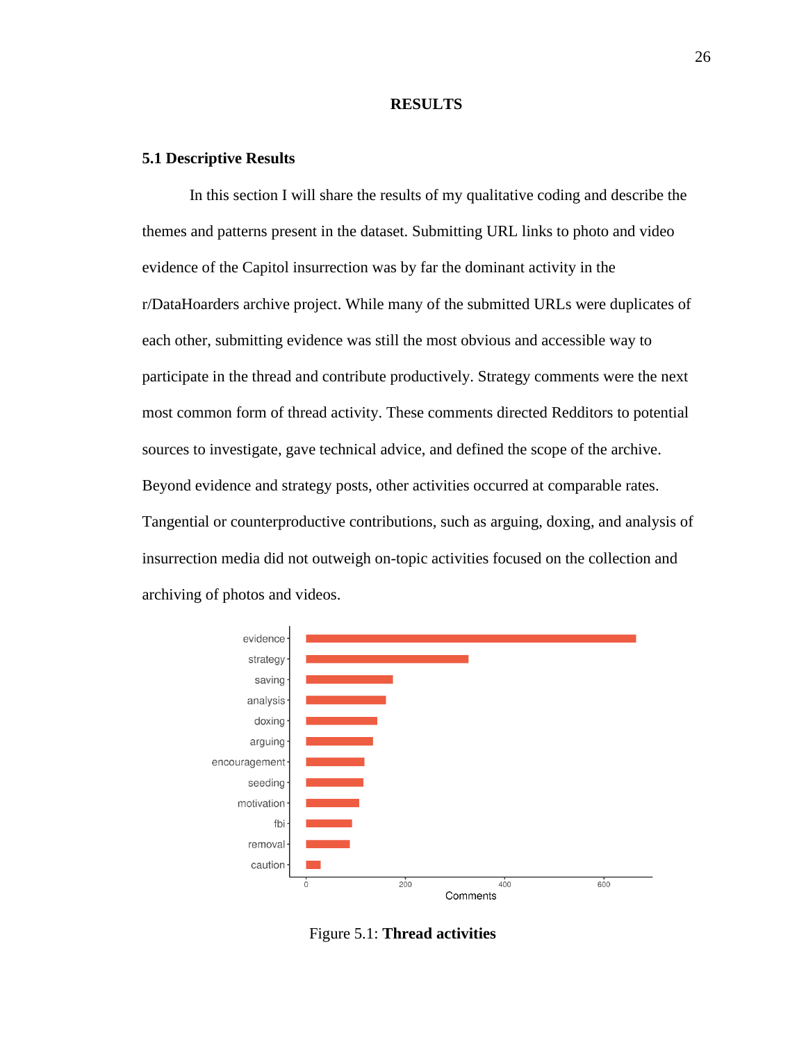# RESULTS

## 5.1 Descriptive Results

In this section I will share the results of my qualitative coding and describe the themes and patterns present in the dataset. Submitting URL links to photo and video evidence of the Capitol insurrection was by far the dominant activity in the r/DataHoarders archive project. While many of the submitted URLs were duplicates of each other, submitting evidence was still the most obvious and accessible way to participate in the thread and contribute productively. Strategy comments were the next most common form of thread activity. These comments directed Redditors to potential sources to investigate, gave technical advice, and defined the scope of the archive. Beyond evidence and strategy posts, other activities occurred at comparable rates. Tangential or counterproductive contributions, such as arguing, doxing, and analysis of insurrection media did not outweigh on-topic activities focused on the collection and archiving of photos and videos.

Figure 5.1: **Thread activities**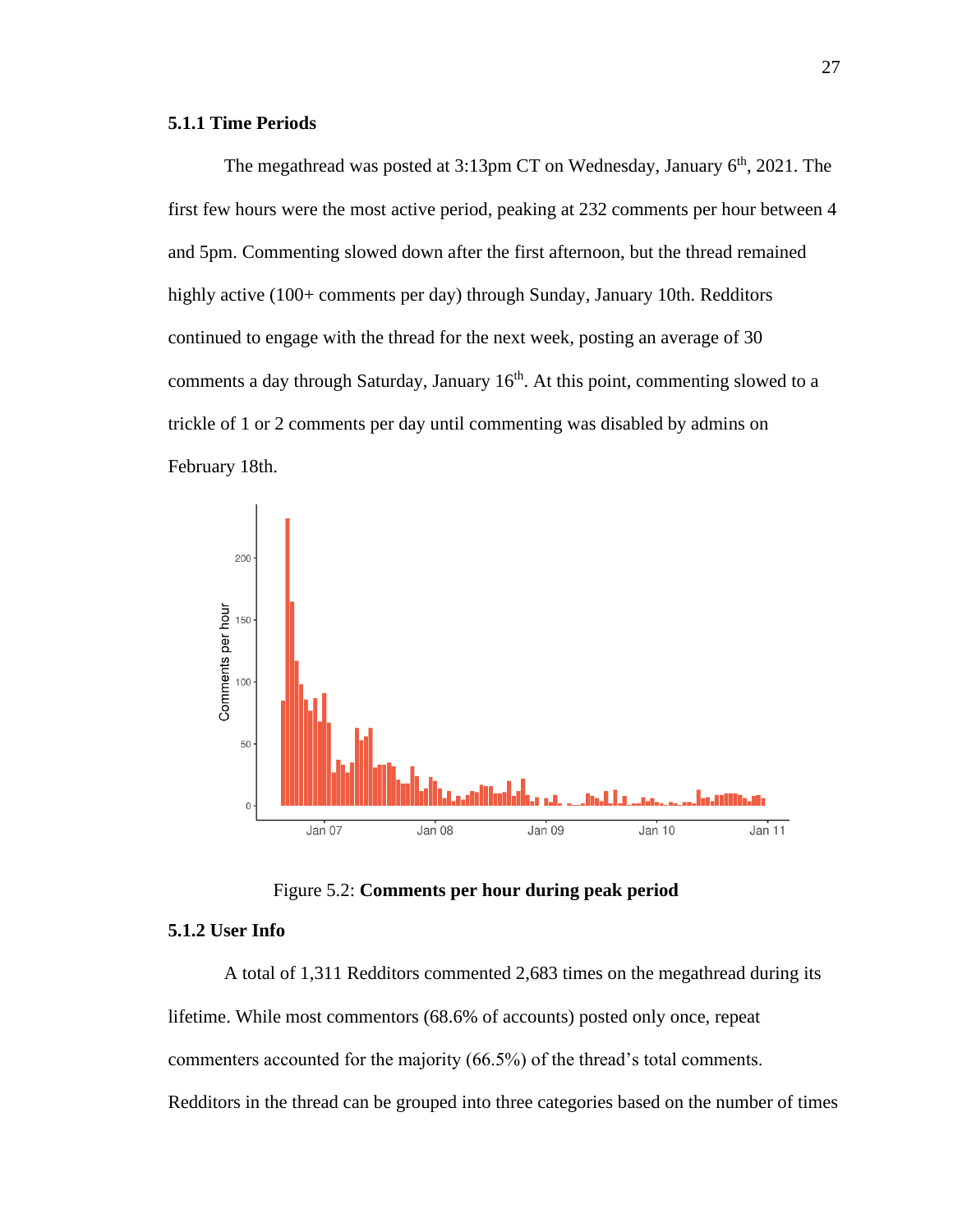### 5.1.1 Time Periods

The megathread was posted at 3:13pm CT on Wednesday, January 6th, 2021. The first few hours were the most active period, peaking at 232 comments per hour between 4 and 5pm. Commenting slowed down after the first afternoon, but the thread remained highly active (100+ comments per day) through Sunday, January 10th. Redditors continued to engage with the thread for the next week, posting an average of 30 comments a day through Saturday, January 16th. At this point, commenting slowed to a trickle of 1 or 2 comments per day until commenting was disabled by admins on February 18th.

Figure 5.2: **Comments per hour during peak period**

### 5.1.2 User Info

A total of 1,311 Redditors commented 2,683 times on the megathread during its lifetime. While most commentors (68.6% of accounts) posted only once, repeat commenters accounted for the majority (66.5%) of the thread's total comments. Redditors in the thread can be grouped into three categories based on the number of times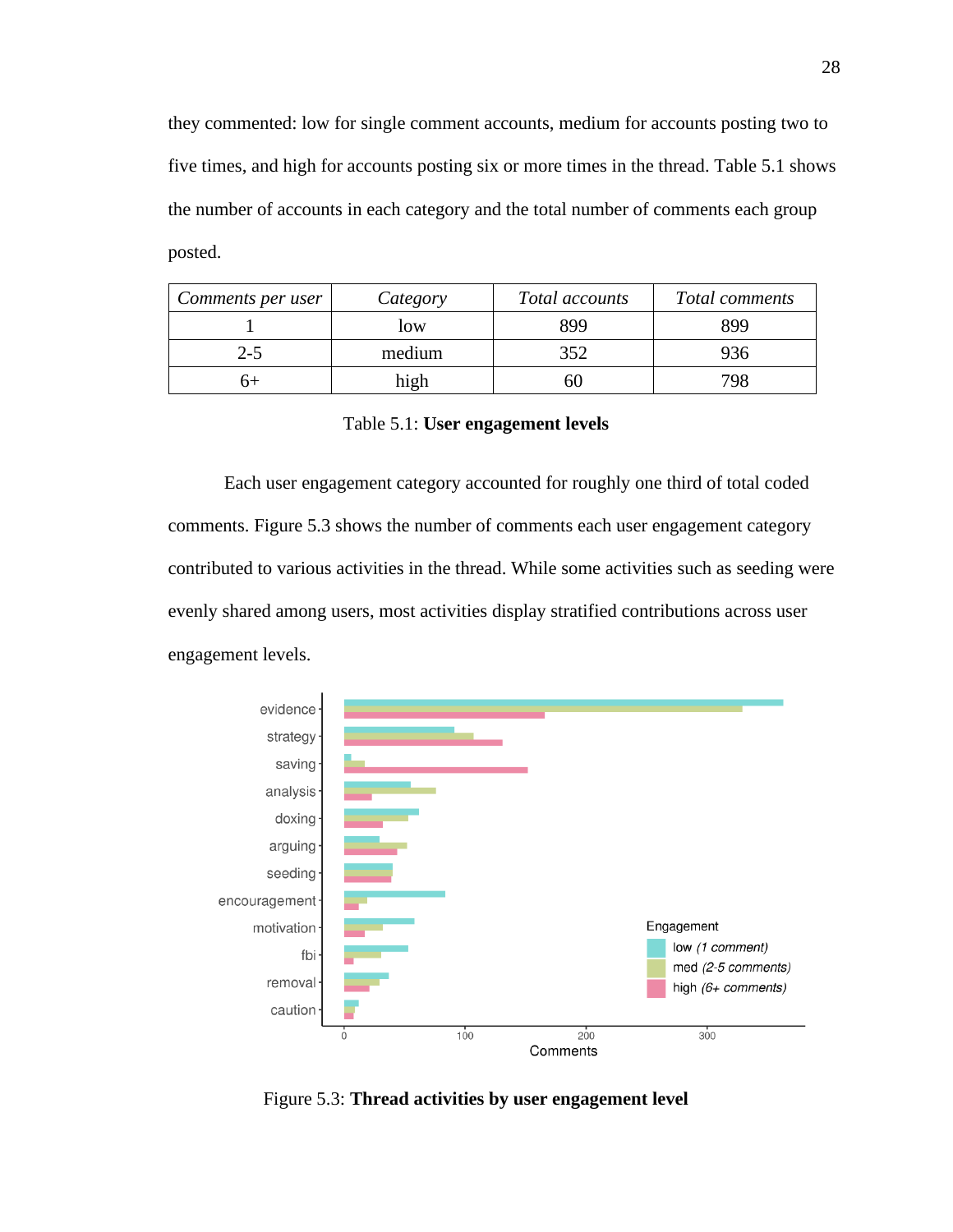they commented: low for single comment accounts, medium for accounts posting two to five times, and high for accounts posting six or more times in the thread. Table 5.1 shows the number of accounts in each category and the total number of comments each group posted.

| *Comments per user* | *Category* | *Total accounts* | *Total comments* |
|---|---|---|---|
| 1 | low | 899 | 899 |
| 2-5 | medium | 352 | 936 |
| 6+ | high | 60 | 798 |

Table 5.1: **User engagement levels**

Each user engagement category accounted for roughly one third of total coded comments. Figure 5.3 shows the number of comments each user engagement category contributed to various activities in the thread. While some activities such as seeding were evenly shared among users, most activities display stratified contributions across user engagement levels.

Figure 5.3: **Thread activities by user engagement level**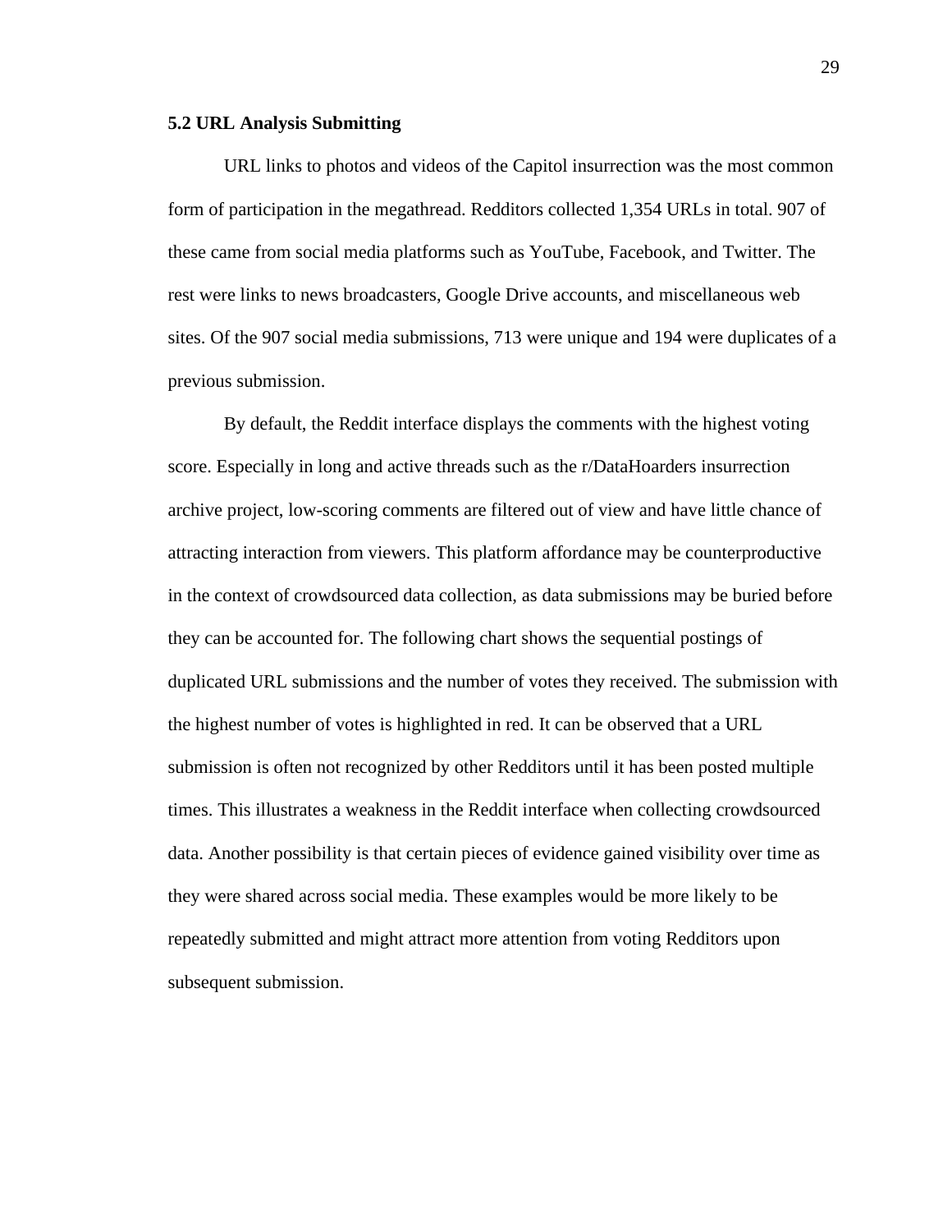### 5.2 URL Analysis Submitting

URL links to photos and videos of the Capitol insurrection was the most common form of participation in the megathread. Redditors collected 1,354 URLs in total. 907 of these came from social media platforms such as YouTube, Facebook, and Twitter. The rest were links to news broadcasters, Google Drive accounts, and miscellaneous web sites. Of the 907 social media submissions, 713 were unique and 194 were duplicates of a previous submission.

By default, the Reddit interface displays the comments with the highest voting score. Especially in long and active threads such as the r/DataHoarders insurrection archive project, low-scoring comments are filtered out of view and have little chance of attracting interaction from viewers. This platform affordance may be counterproductive in the context of crowdsourced data collection, as data submissions may be buried before they can be accounted for. The following chart shows the sequential postings of duplicated URL submissions and the number of votes they received. The submission with the highest number of votes is highlighted in red. It can be observed that a URL submission is often not recognized by other Redditors until it has been posted multiple times. This illustrates a weakness in the Reddit interface when collecting crowdsourced data. Another possibility is that certain pieces of evidence gained visibility over time as they were shared across social media. These examples would be more likely to be repeatedly submitted and might attract more attention from voting Redditors upon subsequent submission.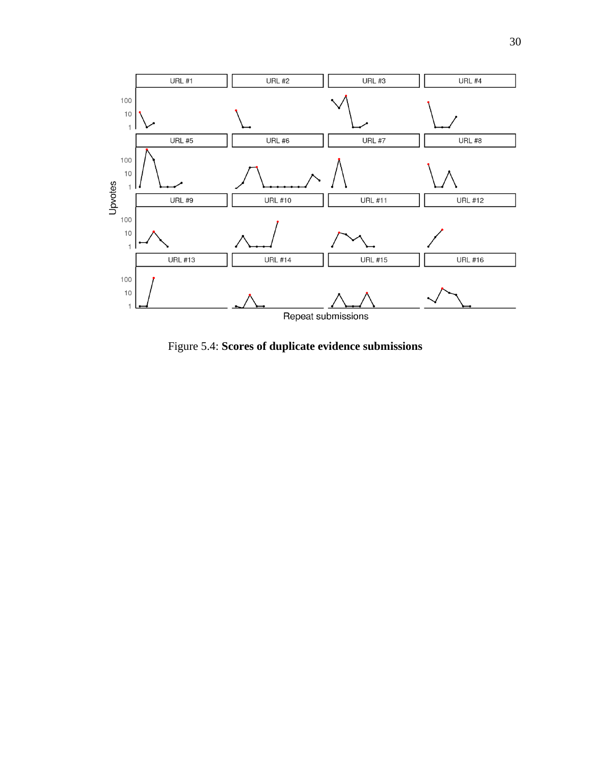Figure 5.4: **Scores of duplicate evidence submissions**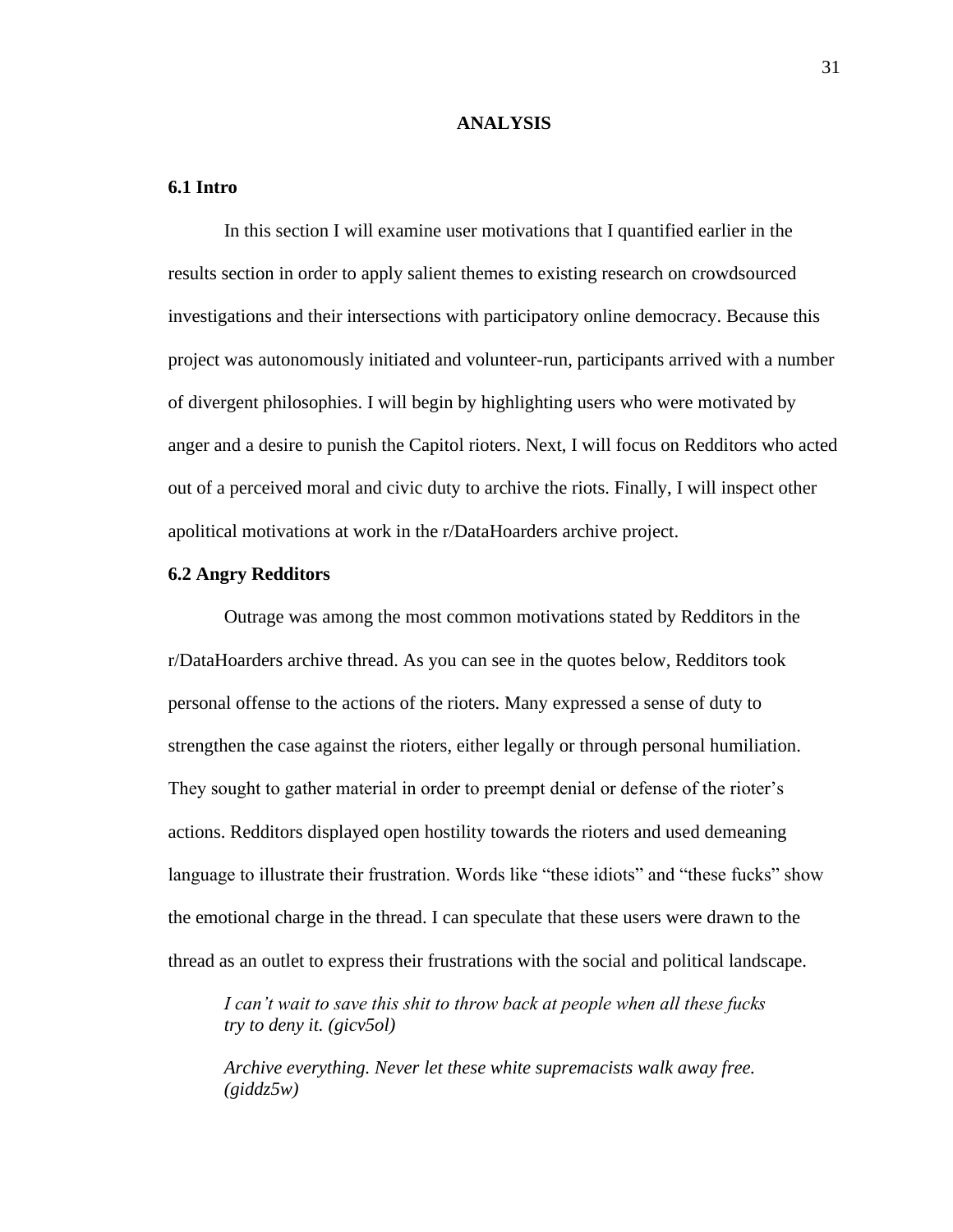# ANALYSIS

## 6.1 Intro

In this section I will examine user motivations that I quantified earlier in the results section in order to apply salient themes to existing research on crowdsourced investigations and their intersections with participatory online democracy. Because this project was autonomously initiated and volunteer-run, participants arrived with a number of divergent philosophies. I will begin by highlighting users who were motivated by anger and a desire to punish the Capitol rioters. Next, I will focus on Redditors who acted out of a perceived moral and civic duty to archive the riots. Finally, I will inspect other apolitical motivations at work in the r/DataHoarders archive project.

## 6.2 Angry Redditors

Outrage was among the most common motivations stated by Redditors in the r/DataHoarders archive thread. As you can see in the quotes below, Redditors took personal offense to the actions of the rioters. Many expressed a sense of duty to strengthen the case against the rioters, either legally or through personal humiliation. They sought to gather material in order to preempt denial or defense of the rioter's actions. Redditors displayed open hostility towards the rioters and used demeaning language to illustrate their frustration. Words like "these idiots" and "these fucks" show the emotional charge in the thread. I can speculate that these users were drawn to the thread as an outlet to express their frustrations with the social and political landscape.

> *I can't wait to save this shit to throw back at people when all these fucks try to deny it. (gicv5ol)*

> *Archive everything. Never let these white supremacists walk away free. (giddz5w)*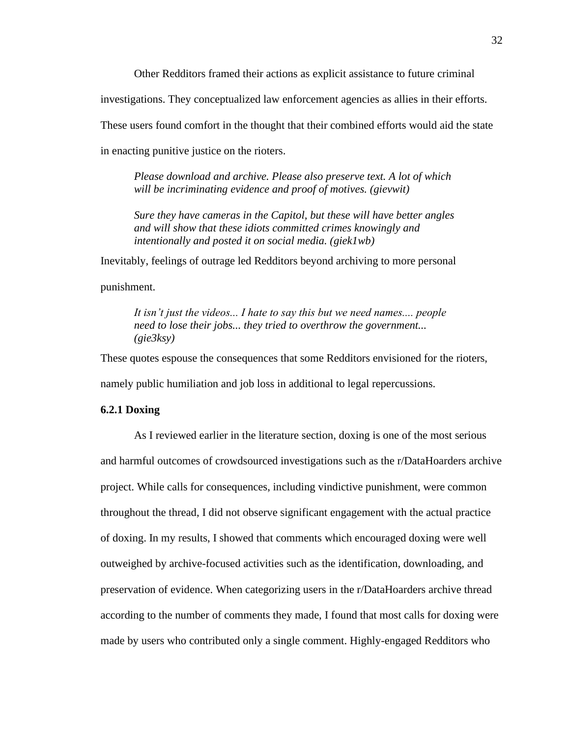Other Redditors framed their actions as explicit assistance to future criminal investigations. They conceptualized law enforcement agencies as allies in their efforts. These users found comfort in the thought that their combined efforts would aid the state in enacting punitive justice on the rioters.

> *Please download and archive. Please also preserve text. A lot of which will be incriminating evidence and proof of motives. (gievwit)*
>
> *Sure they have cameras in the Capitol, but these will have better angles and will show that these idiots committed crimes knowingly and intentionally and posted it on social media. (giek1wb)*

Inevitably, feelings of outrage led Redditors beyond archiving to more personal punishment.

> *It isn't just the videos... I hate to say this but we need names.... people need to lose their jobs... they tried to overthrow the government... (gie3ksy)*

These quotes espouse the consequences that some Redditors envisioned for the rioters, namely public humiliation and job loss in additional to legal repercussions.

### 6.2.1 Doxing

As I reviewed earlier in the literature section, doxing is one of the most serious and harmful outcomes of crowdsourced investigations such as the r/DataHoarders archive project. While calls for consequences, including vindictive punishment, were common throughout the thread, I did not observe significant engagement with the actual practice of doxing. In my results, I showed that comments which encouraged doxing were well outweighed by archive-focused activities such as the identification, downloading, and preservation of evidence. When categorizing users in the r/DataHoarders archive thread according to the number of comments they made, I found that most calls for doxing were made by users who contributed only a single comment. Highly-engaged Redditors who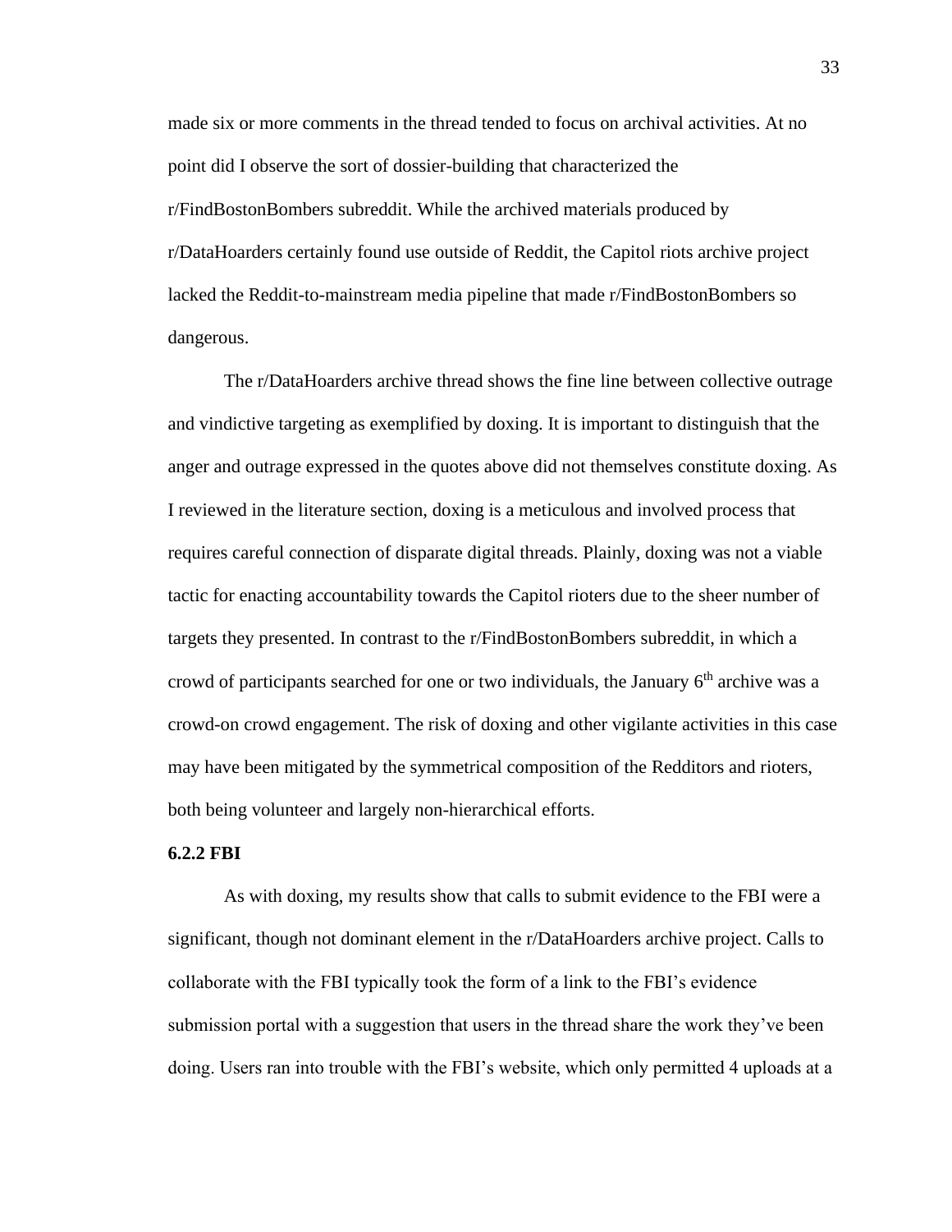made six or more comments in the thread tended to focus on archival activities. At no point did I observe the sort of dossier-building that characterized the r/FindBostonBombers subreddit. While the archived materials produced by r/DataHoarders certainly found use outside of Reddit, the Capitol riots archive project lacked the Reddit-to-mainstream media pipeline that made r/FindBostonBombers so dangerous.

The r/DataHoarders archive thread shows the fine line between collective outrage and vindictive targeting as exemplified by doxing. It is important to distinguish that the anger and outrage expressed in the quotes above did not themselves constitute doxing. As I reviewed in the literature section, doxing is a meticulous and involved process that requires careful connection of disparate digital threads. Plainly, doxing was not a viable tactic for enacting accountability towards the Capitol rioters due to the sheer number of targets they presented. In contrast to the r/FindBostonBombers subreddit, in which a crowd of participants searched for one or two individuals, the January 6th archive was a crowd-on crowd engagement. The risk of doxing and other vigilante activities in this case may have been mitigated by the symmetrical composition of the Redditors and rioters, both being volunteer and largely non-hierarchical efforts.

**6.2.2 FBI**

As with doxing, my results show that calls to submit evidence to the FBI were a significant, though not dominant element in the r/DataHoarders archive project. Calls to collaborate with the FBI typically took the form of a link to the FBI's evidence submission portal with a suggestion that users in the thread share the work they've been doing. Users ran into trouble with the FBI's website, which only permitted 4 uploads at a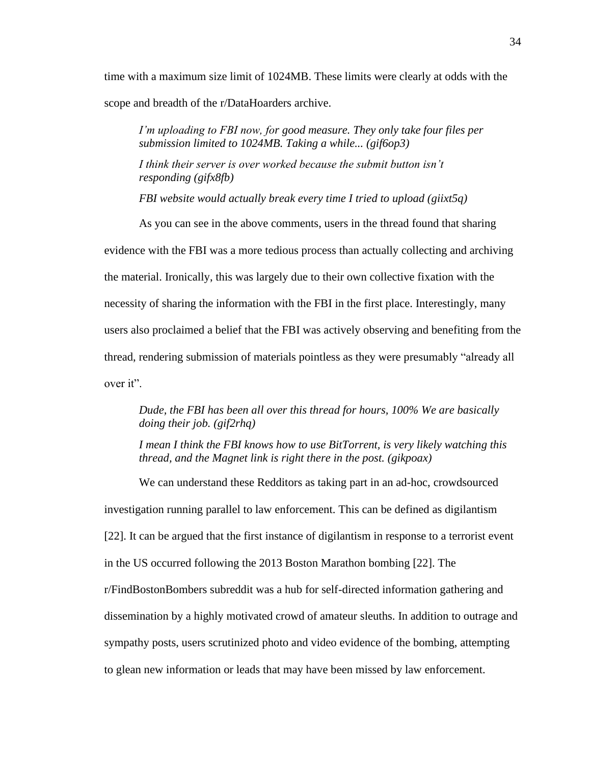time with a maximum size limit of 1024MB. These limits were clearly at odds with the scope and breadth of the r/DataHoarders archive.

> *I'm uploading to FBI now, for good measure. They only take four files per submission limited to 1024MB. Taking a while... (gif6op3)*
>
> *I think their server is over worked because the submit button isn't responding (gifx8fb)*
>
> *FBI website would actually break every time I tried to upload (giixt5q)*

As you can see in the above comments, users in the thread found that sharing evidence with the FBI was a more tedious process than actually collecting and archiving the material. Ironically, this was largely due to their own collective fixation with the necessity of sharing the information with the FBI in the first place. Interestingly, many users also proclaimed a belief that the FBI was actively observing and benefiting from the thread, rendering submission of materials pointless as they were presumably "already all over it".

> *Dude, the FBI has been all over this thread for hours, 100% We are basically doing their job. (gif2rhq)*
>
> *I mean I think the FBI knows how to use BitTorrent, is very likely watching this thread, and the Magnet link is right there in the post. (gikpoax)*

We can understand these Redditors as taking part in an ad-hoc, crowdsourced investigation running parallel to law enforcement. This can be defined as digilantism [22]. It can be argued that the first instance of digilantism in response to a terrorist event in the US occurred following the 2013 Boston Marathon bombing [22]. The r/FindBostonBombers subreddit was a hub for self-directed information gathering and dissemination by a highly motivated crowd of amateur sleuths. In addition to outrage and sympathy posts, users scrutinized photo and video evidence of the bombing, attempting to glean new information or leads that may have been missed by law enforcement.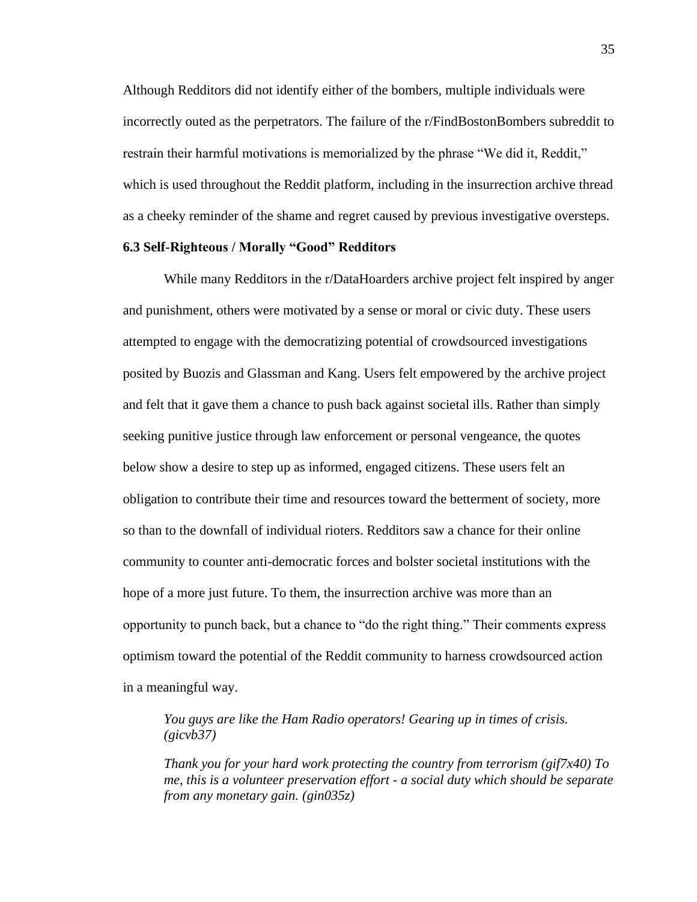Although Redditors did not identify either of the bombers, multiple individuals were incorrectly outed as the perpetrators. The failure of the r/FindBostonBombers subreddit to restrain their harmful motivations is memorialized by the phrase "We did it, Reddit," which is used throughout the Reddit platform, including in the insurrection archive thread as a cheeky reminder of the shame and regret caused by previous investigative oversteps.

### 6.3 Self-Righteous / Morally "Good" Redditors

While many Redditors in the r/DataHoarders archive project felt inspired by anger and punishment, others were motivated by a sense or moral or civic duty. These users attempted to engage with the democratizing potential of crowdsourced investigations posited by Buozis and Glassman and Kang. Users felt empowered by the archive project and felt that it gave them a chance to push back against societal ills. Rather than simply seeking punitive justice through law enforcement or personal vengeance, the quotes below show a desire to step up as informed, engaged citizens. These users felt an obligation to contribute their time and resources toward the betterment of society, more so than to the downfall of individual rioters. Redditors saw a chance for their online community to counter anti-democratic forces and bolster societal institutions with the hope of a more just future. To them, the insurrection archive was more than an opportunity to punch back, but a chance to "do the right thing." Their comments express optimism toward the potential of the Reddit community to harness crowdsourced action in a meaningful way.

> *You guys are like the Ham Radio operators! Gearing up in times of crisis. (gicvb37)*
>
> *Thank you for your hard work protecting the country from terrorism (gif7x40) To me, this is a volunteer preservation effort - a social duty which should be separate from any monetary gain. (gin035z)*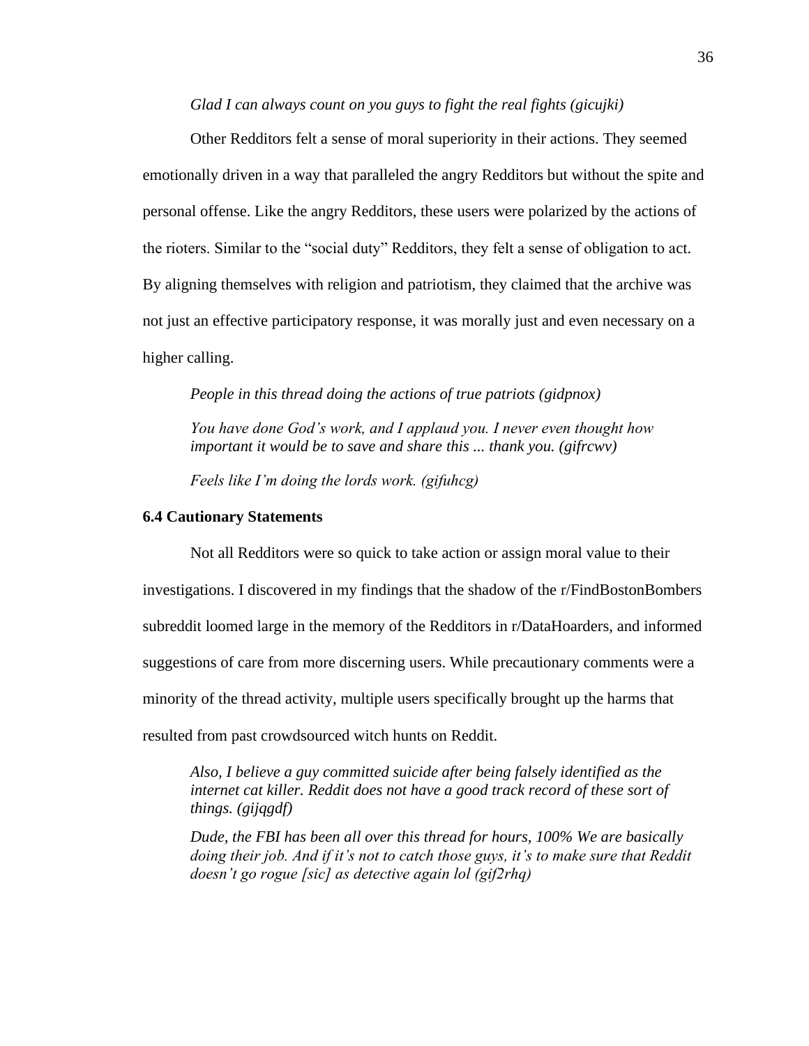*Glad I can always count on you guys to fight the real fights (gicujki)*

Other Redditors felt a sense of moral superiority in their actions. They seemed emotionally driven in a way that paralleled the angry Redditors but without the spite and personal offense. Like the angry Redditors, these users were polarized by the actions of the rioters. Similar to the "social duty" Redditors, they felt a sense of obligation to act. By aligning themselves with religion and patriotism, they claimed that the archive was not just an effective participatory response, it was morally just and even necessary on a higher calling.

> *People in this thread doing the actions of true patriots (gidpnox)*
>
> *You have done God's work, and I applaud you. I never even thought how important it would be to save and share this ... thank you. (gifrcwv)*
>
> *Feels like I'm doing the lords work. (gifuhcg)*

### 6.4 Cautionary Statements

Not all Redditors were so quick to take action or assign moral value to their investigations. I discovered in my findings that the shadow of the r/FindBostonBombers subreddit loomed large in the memory of the Redditors in r/DataHoarders, and informed suggestions of care from more discerning users. While precautionary comments were a minority of the thread activity, multiple users specifically brought up the harms that resulted from past crowdsourced witch hunts on Reddit.

> *Also, I believe a guy committed suicide after being falsely identified as the internet cat killer. Reddit does not have a good track record of these sort of things. (gijqgdf)*
>
> *Dude, the FBI has been all over this thread for hours, 100% We are basically doing their job. And if it's not to catch those guys, it's to make sure that Reddit doesn't go rogue [sic] as detective again lol (gif2rhq)*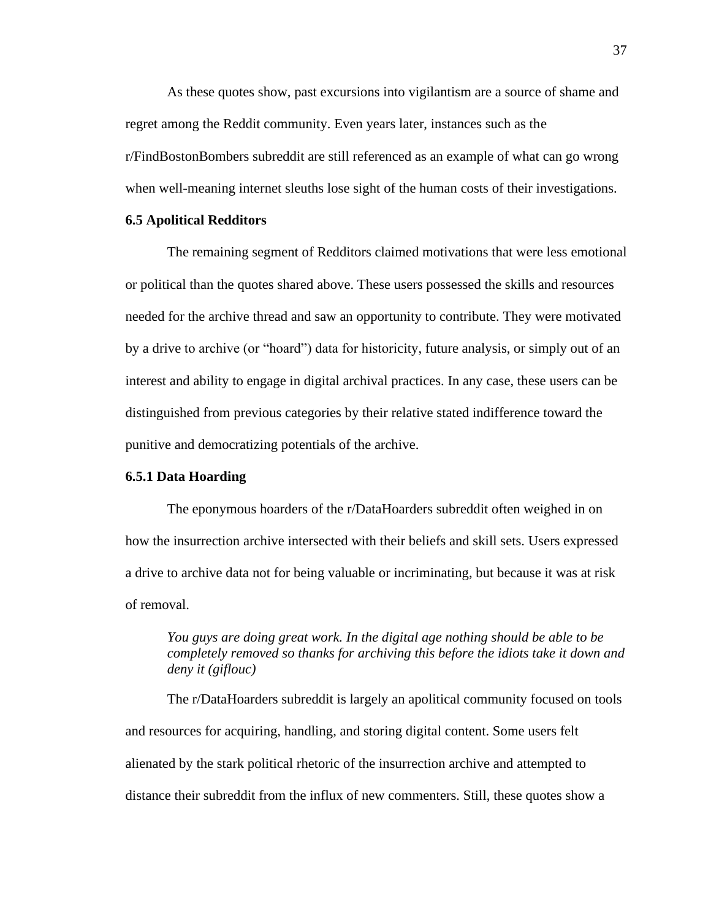As these quotes show, past excursions into vigilantism are a source of shame and regret among the Reddit community. Even years later, instances such as the r/FindBostonBombers subreddit are still referenced as an example of what can go wrong when well-meaning internet sleuths lose sight of the human costs of their investigations.

### 6.5 Apolitical Redditors

The remaining segment of Redditors claimed motivations that were less emotional or political than the quotes shared above. These users possessed the skills and resources needed for the archive thread and saw an opportunity to contribute. They were motivated by a drive to archive (or "hoard") data for historicity, future analysis, or simply out of an interest and ability to engage in digital archival practices. In any case, these users can be distinguished from previous categories by their relative stated indifference toward the punitive and democratizing potentials of the archive.

#### 6.5.1 Data Hoarding

The eponymous hoarders of the r/DataHoarders subreddit often weighed in on how the insurrection archive intersected with their beliefs and skill sets. Users expressed a drive to archive data not for being valuable or incriminating, but because it was at risk of removal.

> *You guys are doing great work. In the digital age nothing should be able to be completely removed so thanks for archiving this before the idiots take it down and deny it (giflouc)*

The r/DataHoarders subreddit is largely an apolitical community focused on tools and resources for acquiring, handling, and storing digital content. Some users felt alienated by the stark political rhetoric of the insurrection archive and attempted to distance their subreddit from the influx of new commenters. Still, these quotes show a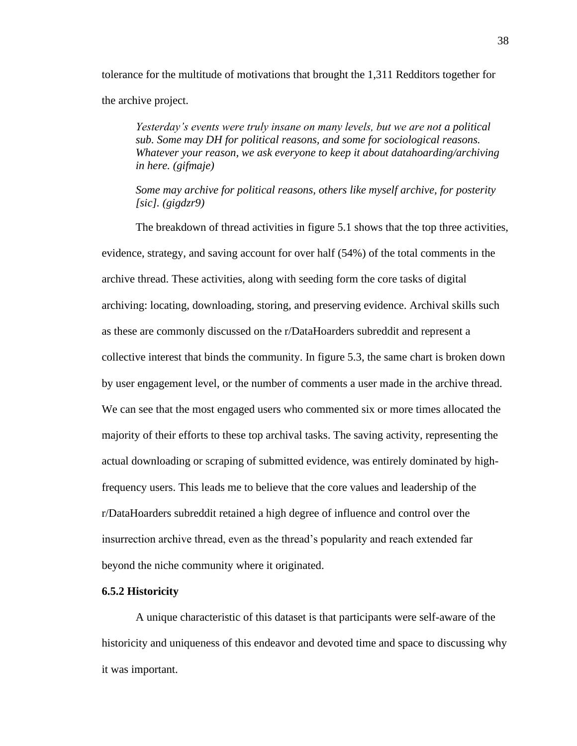tolerance for the multitude of motivations that brought the 1,311 Redditors together for the archive project.

> *Yesterday's events were truly insane on many levels, but we are not a political sub. Some may DH for political reasons, and some for sociological reasons. Whatever your reason, we ask everyone to keep it about datahoarding/archiving in here. (gifmaje)*

> *Some may archive for political reasons, others like myself archive, for posterity [sic]. (gigdzr9)*

The breakdown of thread activities in figure 5.1 shows that the top three activities, evidence, strategy, and saving account for over half (54%) of the total comments in the archive thread. These activities, along with seeding form the core tasks of digital archiving: locating, downloading, storing, and preserving evidence. Archival skills such as these are commonly discussed on the r/DataHoarders subreddit and represent a collective interest that binds the community. In figure 5.3, the same chart is broken down by user engagement level, or the number of comments a user made in the archive thread. We can see that the most engaged users who commented six or more times allocated the majority of their efforts to these top archival tasks. The saving activity, representing the actual downloading or scraping of submitted evidence, was entirely dominated by high-frequency users. This leads me to believe that the core values and leadership of the r/DataHoarders subreddit retained a high degree of influence and control over the insurrection archive thread, even as the thread's popularity and reach extended far beyond the niche community where it originated.

### 6.5.2 Historicity

A unique characteristic of this dataset is that participants were self-aware of the historicity and uniqueness of this endeavor and devoted time and space to discussing why it was important.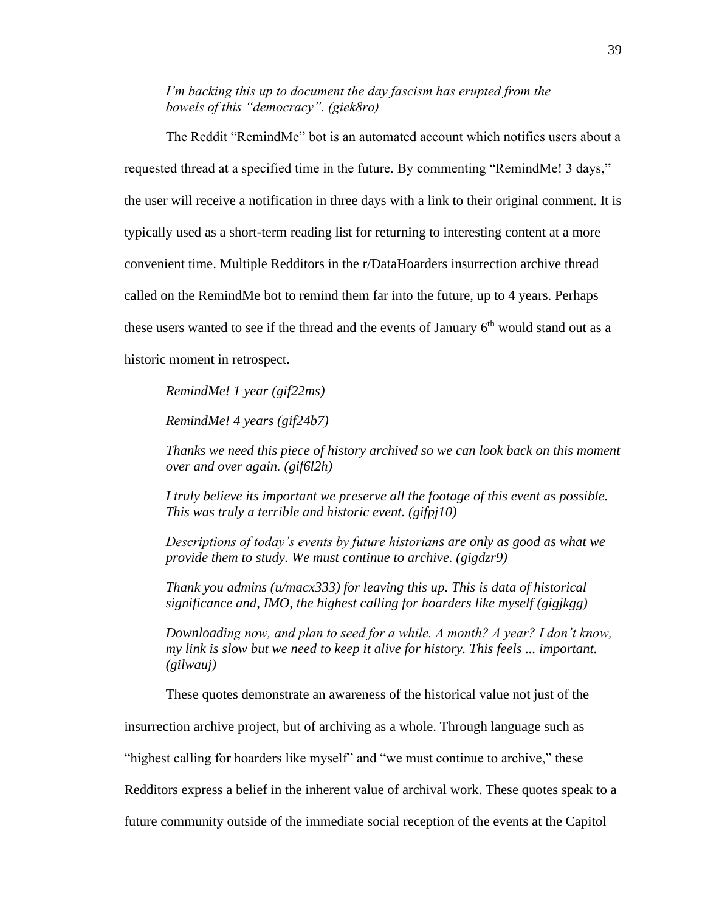> *I'm backing this up to document the day fascism has erupted from the bowels of this "democracy". (giek8ro)*

The Reddit "RemindMe" bot is an automated account which notifies users about a requested thread at a specified time in the future. By commenting "RemindMe! 3 days," the user will receive a notification in three days with a link to their original comment. It is typically used as a short-term reading list for returning to interesting content at a more convenient time. Multiple Redditors in the r/DataHoarders insurrection archive thread called on the RemindMe bot to remind them far into the future, up to 4 years. Perhaps these users wanted to see if the thread and the events of January 6th would stand out as a historic moment in retrospect.

> *RemindMe! 1 year (gif22ms)*
>
> *RemindMe! 4 years (gif24b7)*
>
> *Thanks we need this piece of history archived so we can look back on this moment over and over again. (gif6l2h)*
>
> *I truly believe its important we preserve all the footage of this event as possible. This was truly a terrible and historic event. (gifpj10)*
>
> *Descriptions of today's events by future historians are only as good as what we provide them to study. We must continue to archive. (gigdzr9)*
>
> *Thank you admins (u/macx333) for leaving this up. This is data of historical significance and, IMO, the highest calling for hoarders like myself (gigjkgg)*
>
> *Downloading now, and plan to seed for a while. A month? A year? I don't know, my link is slow but we need to keep it alive for history. This feels ... important. (gilwauj)*

These quotes demonstrate an awareness of the historical value not just of the insurrection archive project, but of archiving as a whole. Through language such as "highest calling for hoarders like myself" and "we must continue to archive," these Redditors express a belief in the inherent value of archival work. These quotes speak to a future community outside of the immediate social reception of the events at the Capitol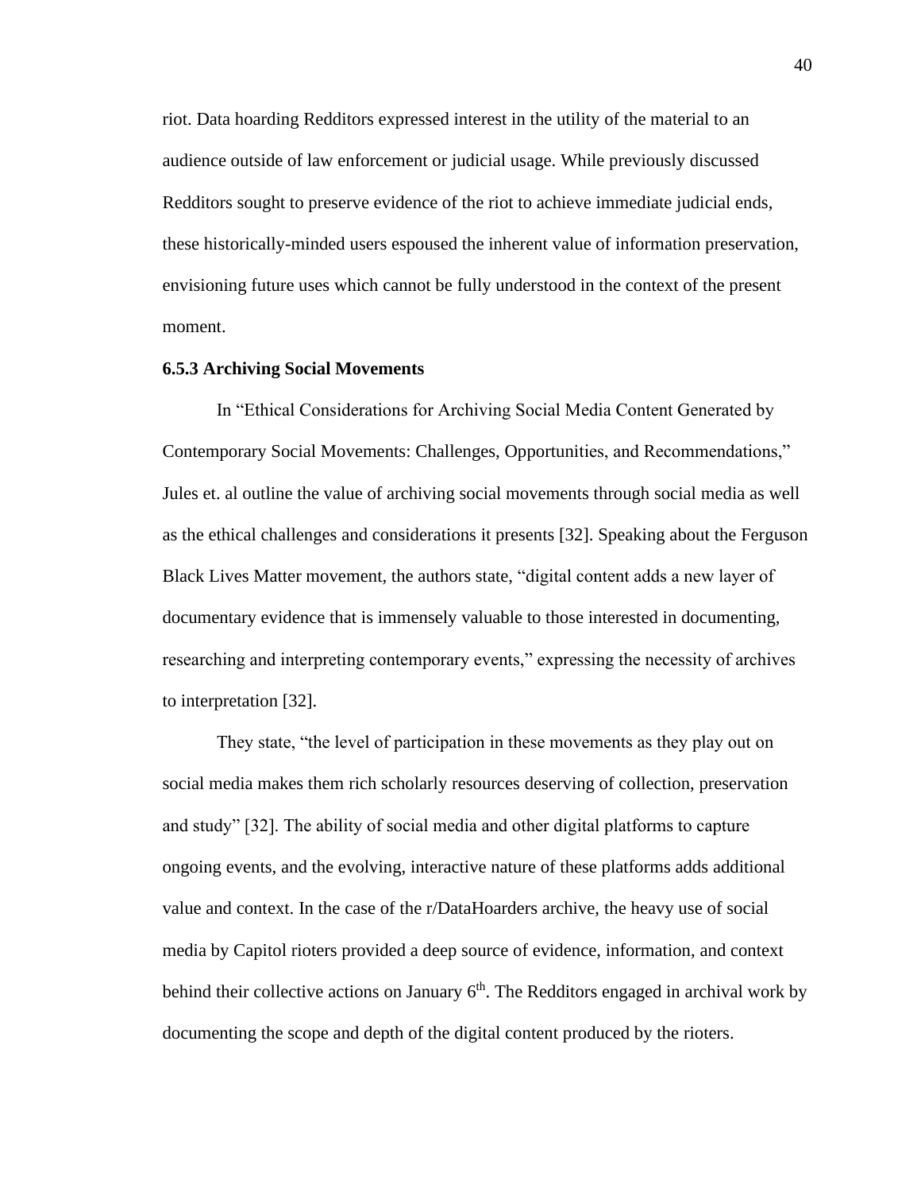riot. Data hoarding Redditors expressed interest in the utility of the material to an audience outside of law enforcement or judicial usage. While previously discussed Redditors sought to preserve evidence of the riot to achieve immediate judicial ends, these historically-minded users espoused the inherent value of information preservation, envisioning future uses which cannot be fully understood in the context of the present moment.

### 6.5.3 Archiving Social Movements

In "Ethical Considerations for Archiving Social Media Content Generated by Contemporary Social Movements: Challenges, Opportunities, and Recommendations," Jules et. al outline the value of archiving social movements through social media as well as the ethical challenges and considerations it presents [32]. Speaking about the Ferguson Black Lives Matter movement, the authors state, "digital content adds a new layer of documentary evidence that is immensely valuable to those interested in documenting, researching and interpreting contemporary events," expressing the necessity of archives to interpretation [32].

They state, "the level of participation in these movements as they play out on social media makes them rich scholarly resources deserving of collection, preservation and study" [32]. The ability of social media and other digital platforms to capture ongoing events, and the evolving, interactive nature of these platforms adds additional value and context. In the case of the r/DataHoarders archive, the heavy use of social media by Capitol rioters provided a deep source of evidence, information, and context behind their collective actions on January 6th. The Redditors engaged in archival work by documenting the scope and depth of the digital content produced by the rioters.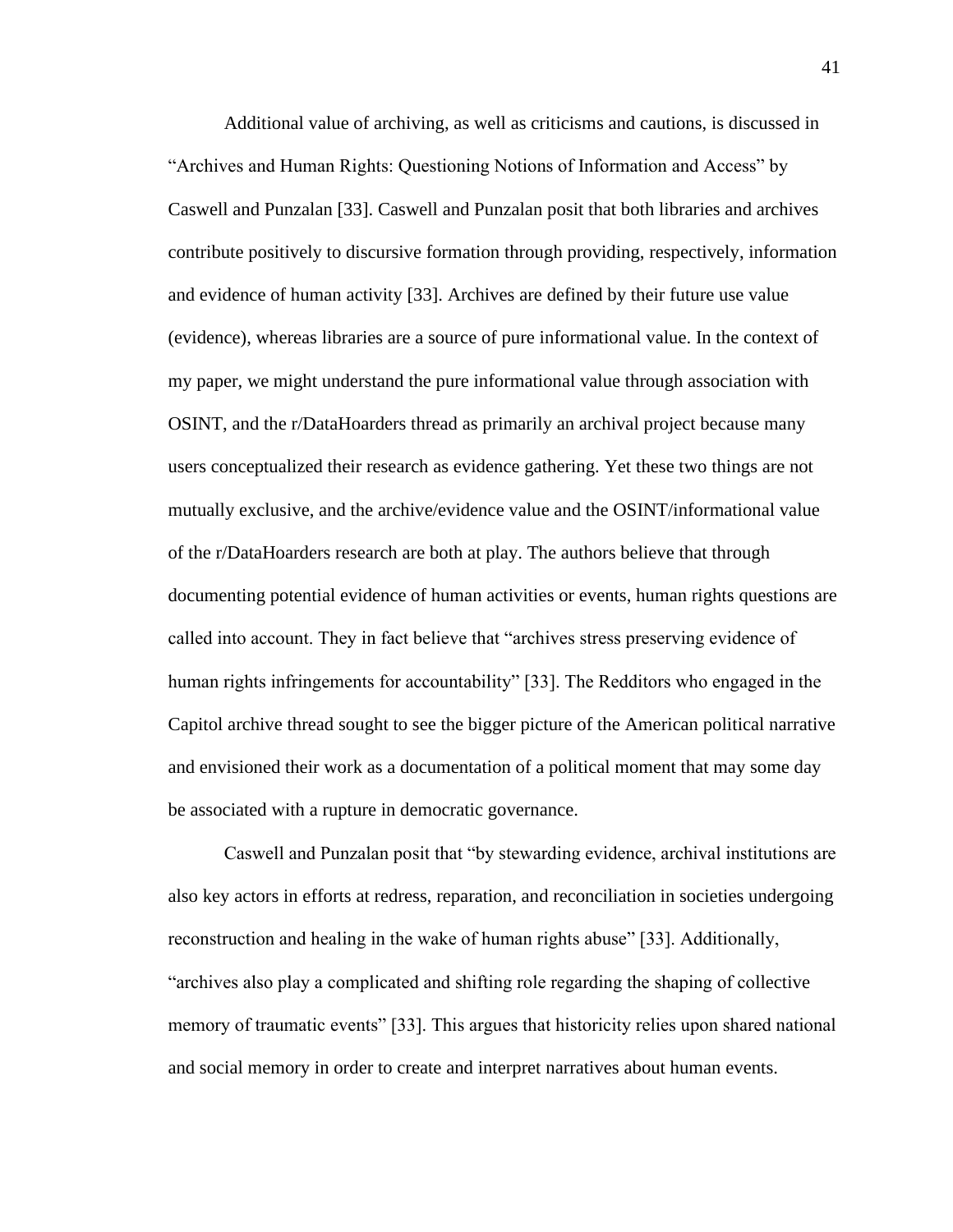Additional value of archiving, as well as criticisms and cautions, is discussed in "Archives and Human Rights: Questioning Notions of Information and Access" by Caswell and Punzalan [33]. Caswell and Punzalan posit that both libraries and archives contribute positively to discursive formation through providing, respectively, information and evidence of human activity [33]. Archives are defined by their future use value (evidence), whereas libraries are a source of pure informational value. In the context of my paper, we might understand the pure informational value through association with OSINT, and the r/DataHoarders thread as primarily an archival project because many users conceptualized their research as evidence gathering. Yet these two things are not mutually exclusive, and the archive/evidence value and the OSINT/informational value of the r/DataHoarders research are both at play. The authors believe that through documenting potential evidence of human activities or events, human rights questions are called into account. They in fact believe that "archives stress preserving evidence of human rights infringements for accountability" [33]. The Redditors who engaged in the Capitol archive thread sought to see the bigger picture of the American political narrative and envisioned their work as a documentation of a political moment that may some day be associated with a rupture in democratic governance.

Caswell and Punzalan posit that "by stewarding evidence, archival institutions are also key actors in efforts at redress, reparation, and reconciliation in societies undergoing reconstruction and healing in the wake of human rights abuse" [33]. Additionally, "archives also play a complicated and shifting role regarding the shaping of collective memory of traumatic events" [33]. This argues that historicity relies upon shared national and social memory in order to create and interpret narratives about human events.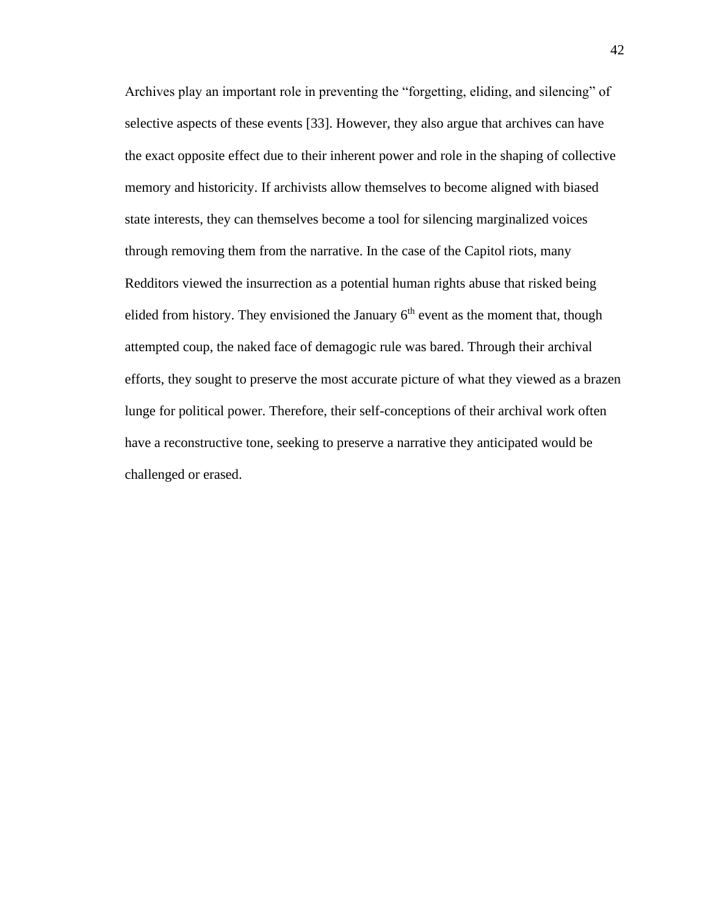Archives play an important role in preventing the “forgetting, eliding, and silencing” of selective aspects of these events [33]. However, they also argue that archives can have the exact opposite effect due to their inherent power and role in the shaping of collective memory and historicity. If archivists allow themselves to become aligned with biased state interests, they can themselves become a tool for silencing marginalized voices through removing them from the narrative. In the case of the Capitol riots, many Redditors viewed the insurrection as a potential human rights abuse that risked being elided from history. They envisioned the January 6th event as the moment that, though attempted coup, the naked face of demagogic rule was bared. Through their archival efforts, they sought to preserve the most accurate picture of what they viewed as a brazen lunge for political power. Therefore, their self-conceptions of their archival work often have a reconstructive tone, seeking to preserve a narrative they anticipated would be challenged or erased.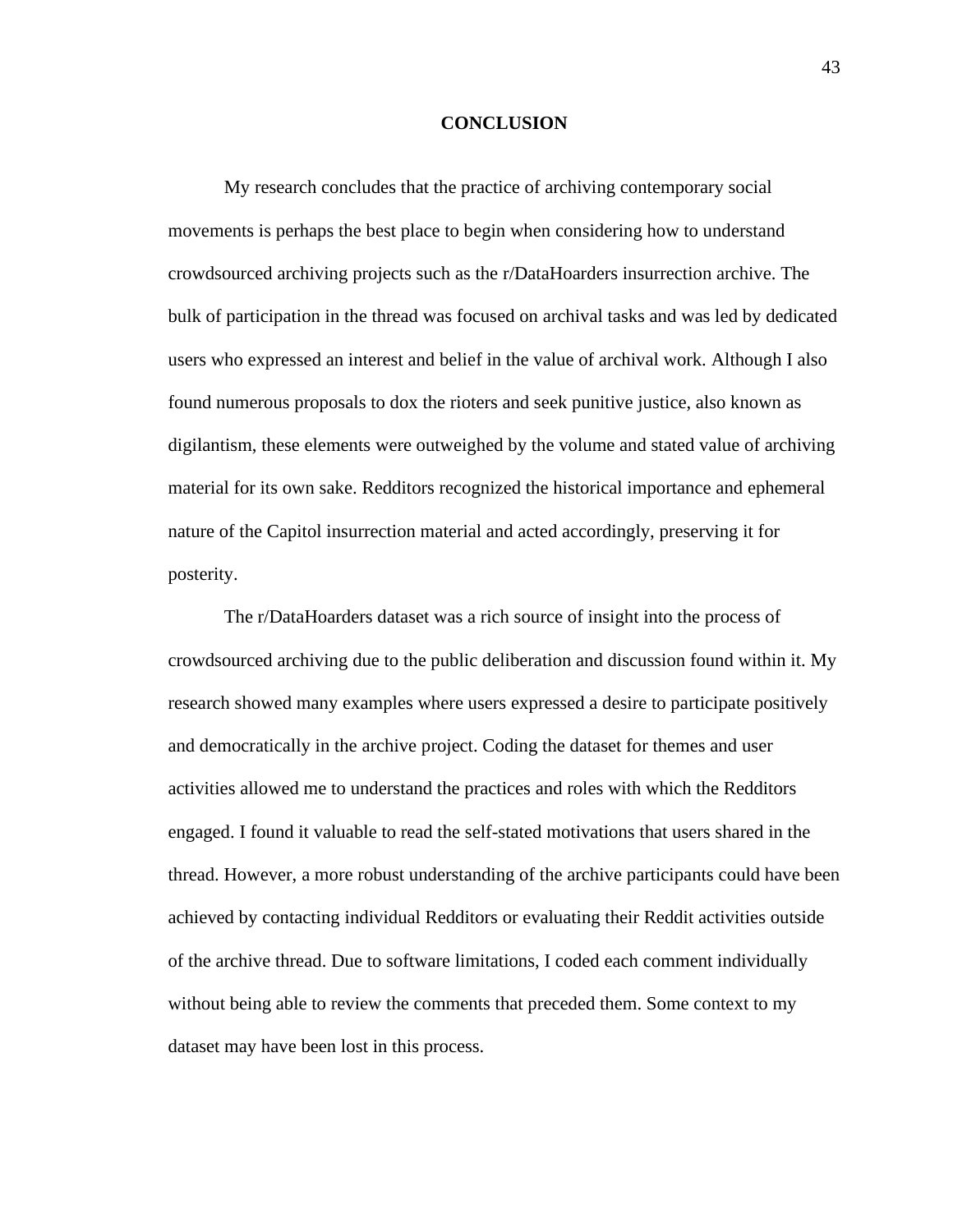# CONCLUSION

My research concludes that the practice of archiving contemporary social movements is perhaps the best place to begin when considering how to understand crowdsourced archiving projects such as the r/DataHoarders insurrection archive. The bulk of participation in the thread was focused on archival tasks and was led by dedicated users who expressed an interest and belief in the value of archival work. Although I also found numerous proposals to dox the rioters and seek punitive justice, also known as digilantism, these elements were outweighed by the volume and stated value of archiving material for its own sake. Redditors recognized the historical importance and ephemeral nature of the Capitol insurrection material and acted accordingly, preserving it for posterity.

The r/DataHoarders dataset was a rich source of insight into the process of crowdsourced archiving due to the public deliberation and discussion found within it. My research showed many examples where users expressed a desire to participate positively and democratically in the archive project. Coding the dataset for themes and user activities allowed me to understand the practices and roles with which the Redditors engaged. I found it valuable to read the self-stated motivations that users shared in the thread. However, a more robust understanding of the archive participants could have been achieved by contacting individual Redditors or evaluating their Reddit activities outside of the archive thread. Due to software limitations, I coded each comment individually without being able to review the comments that preceded them. Some context to my dataset may have been lost in this process.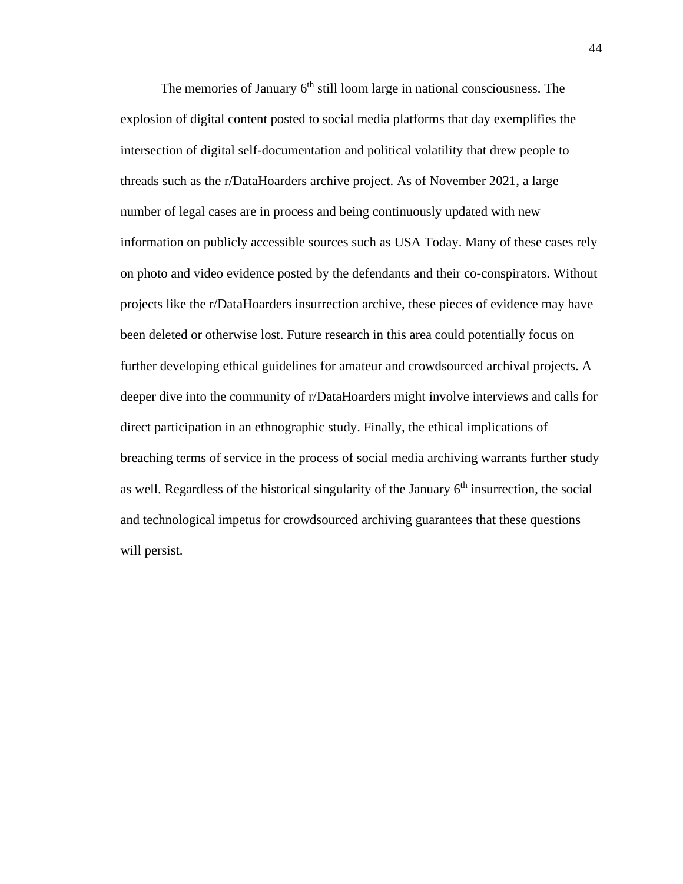The memories of January 6th still loom large in national consciousness. The explosion of digital content posted to social media platforms that day exemplifies the intersection of digital self-documentation and political volatility that drew people to threads such as the r/DataHoarders archive project. As of November 2021, a large number of legal cases are in process and being continuously updated with new information on publicly accessible sources such as USA Today. Many of these cases rely on photo and video evidence posted by the defendants and their co-conspirators. Without projects like the r/DataHoarders insurrection archive, these pieces of evidence may have been deleted or otherwise lost. Future research in this area could potentially focus on further developing ethical guidelines for amateur and crowdsourced archival projects. A deeper dive into the community of r/DataHoarders might involve interviews and calls for direct participation in an ethnographic study. Finally, the ethical implications of breaching terms of service in the process of social media archiving warrants further study as well. Regardless of the historical singularity of the January 6th insurrection, the social and technological impetus for crowdsourced archiving guarantees that these questions will persist.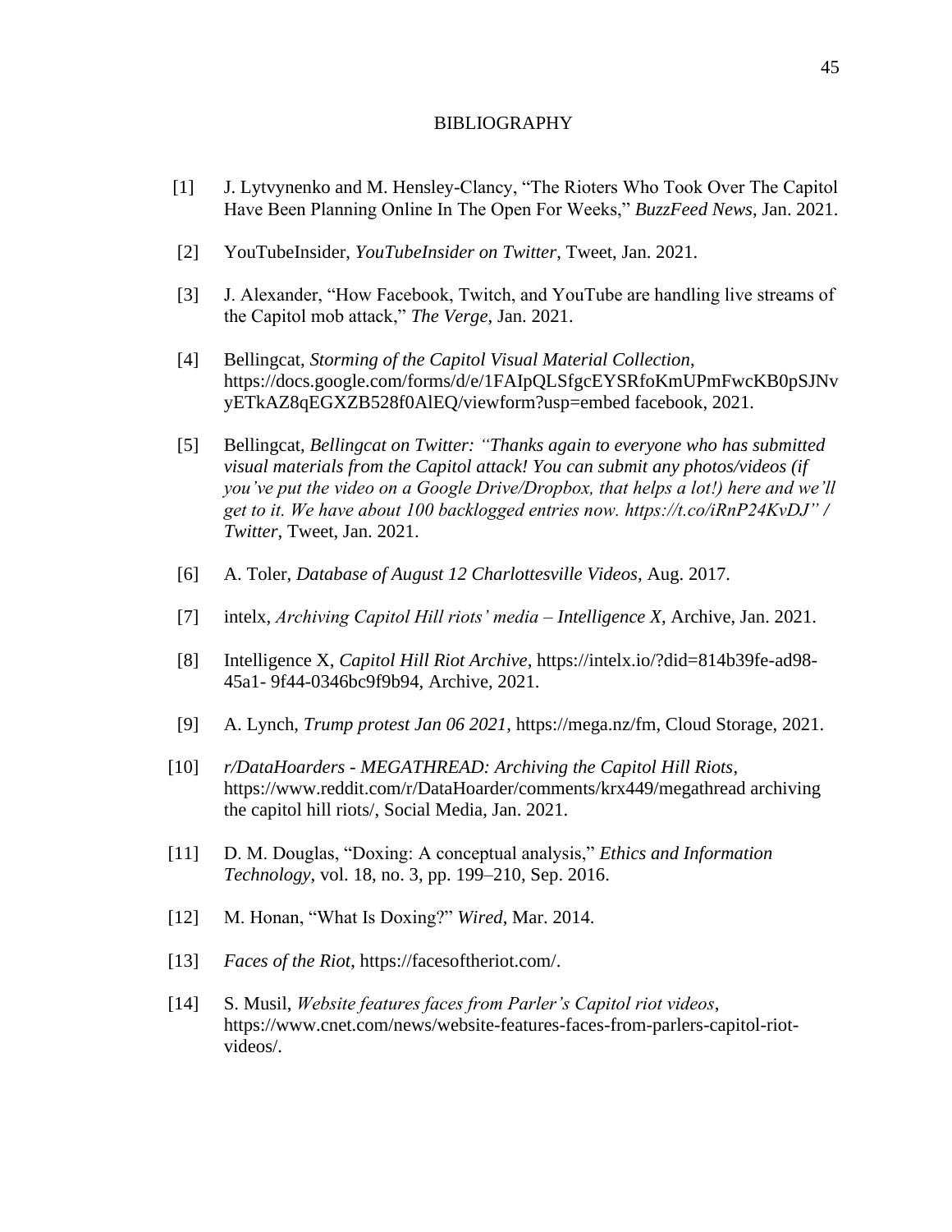# BIBLIOGRAPHY

[1] J. Lytvynenko and M. Hensley-Clancy, "The Rioters Who Took Over The Capitol Have Been Planning Online In The Open For Weeks," *BuzzFeed News*, Jan. 2021.

[2] YouTubeInsider, *YouTubeInsider on Twitter*, Tweet, Jan. 2021.

[3] J. Alexander, "How Facebook, Twitch, and YouTube are handling live streams of the Capitol mob attack," *The Verge*, Jan. 2021.

[4] Bellingcat, *Storming of the Capitol Visual Material Collection*, https://docs.google.com/forms/d/e/1FAIpQLSfgcEYSRfoKmUPmFwcKB0pSJNvyETkAZ8qEGXZB528f0AlEQ/viewform?usp=embed facebook, 2021.

[5] Bellingcat, *Bellingcat on Twitter: "Thanks again to everyone who has submitted visual materials from the Capitol attack! You can submit any photos/videos (if you've put the video on a Google Drive/Dropbox, that helps a lot!) here and we'll get to it. We have about 100 backlogged entries now. https://t.co/iRnP24KvDJ" / Twitter*, Tweet, Jan. 2021.

[6] A. Toler, *Database of August 12 Charlottesville Videos*, Aug. 2017.

[7] intelx, *Archiving Capitol Hill riots' media – Intelligence X*, Archive, Jan. 2021.

[8] Intelligence X, *Capitol Hill Riot Archive*, https://intelx.io/?did=814b39fe-ad98-45a1- 9f44-0346bc9f9b94, Archive, 2021.

[9] A. Lynch, *Trump protest Jan 06 2021*, https://mega.nz/fm, Cloud Storage, 2021.

[10] *r/DataHoarders - MEGATHREAD: Archiving the Capitol Hill Riots*, https://www.reddit.com/r/DataHoarder/comments/krx449/megathread archiving the capitol hill riots/, Social Media, Jan. 2021.

[11] D. M. Douglas, "Doxing: A conceptual analysis," *Ethics and Information Technology*, vol. 18, no. 3, pp. 199–210, Sep. 2016.

[12] M. Honan, "What Is Doxing?" *Wired*, Mar. 2014.

[13] *Faces of the Riot*, https://facesoftheriot.com/.

[14] S. Musil, *Website features faces from Parler's Capitol riot videos*, https://www.cnet.com/news/website-features-faces-from-parlers-capitol-riot-videos/.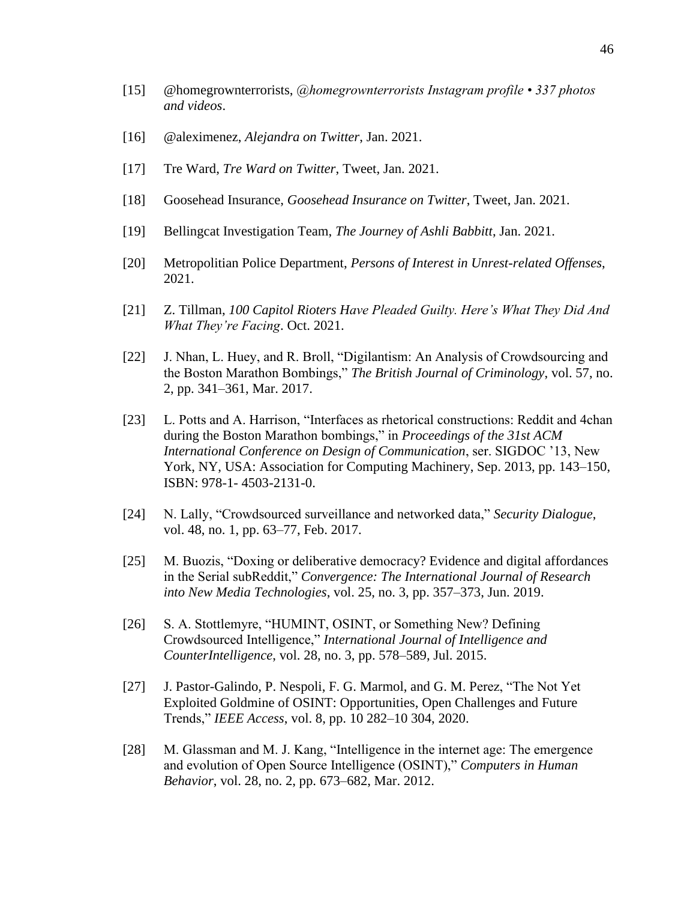[15] @homegrownterrorists, *@homegrownterrorists Instagram profile • 337 photos and videos*.

[16] @aleximenez, *Alejandra on Twitter*, Jan. 2021.

[17] Tre Ward, *Tre Ward on Twitter*, Tweet, Jan. 2021.

[18] Goosehead Insurance, *Goosehead Insurance on Twitter*, Tweet, Jan. 2021.

[19] Bellingcat Investigation Team, *The Journey of Ashli Babbitt*, Jan. 2021.

[20] Metropolitian Police Department, *Persons of Interest in Unrest-related Offenses*, 2021.

[21] Z. Tillman, *100 Capitol Rioters Have Pleaded Guilty. Here's What They Did And What They're Facing*. Oct. 2021.

[22] J. Nhan, L. Huey, and R. Broll, "Digilantism: An Analysis of Crowdsourcing and the Boston Marathon Bombings," *The British Journal of Criminology*, vol. 57, no. 2, pp. 341–361, Mar. 2017.

[23] L. Potts and A. Harrison, "Interfaces as rhetorical constructions: Reddit and 4chan during the Boston Marathon bombings," in *Proceedings of the 31st ACM International Conference on Design of Communication*, ser. SIGDOC '13, New York, NY, USA: Association for Computing Machinery, Sep. 2013, pp. 143–150, ISBN: 978-1- 4503-2131-0.

[24] N. Lally, "Crowdsourced surveillance and networked data," *Security Dialogue*, vol. 48, no. 1, pp. 63–77, Feb. 2017.

[25] M. Buozis, "Doxing or deliberative democracy? Evidence and digital affordances in the Serial subReddit," *Convergence: The International Journal of Research into New Media Technologies*, vol. 25, no. 3, pp. 357–373, Jun. 2019.

[26] S. A. Stottlemyre, "HUMINT, OSINT, or Something New? Defining Crowdsourced Intelligence," *International Journal of Intelligence and CounterIntelligence*, vol. 28, no. 3, pp. 578–589, Jul. 2015.

[27] J. Pastor-Galindo, P. Nespoli, F. G. Marmol, and G. M. Perez, "The Not Yet Exploited Goldmine of OSINT: Opportunities, Open Challenges and Future Trends," *IEEE Access*, vol. 8, pp. 10 282–10 304, 2020.

[28] M. Glassman and M. J. Kang, "Intelligence in the internet age: The emergence and evolution of Open Source Intelligence (OSINT)," *Computers in Human Behavior*, vol. 28, no. 2, pp. 673–682, Mar. 2012.